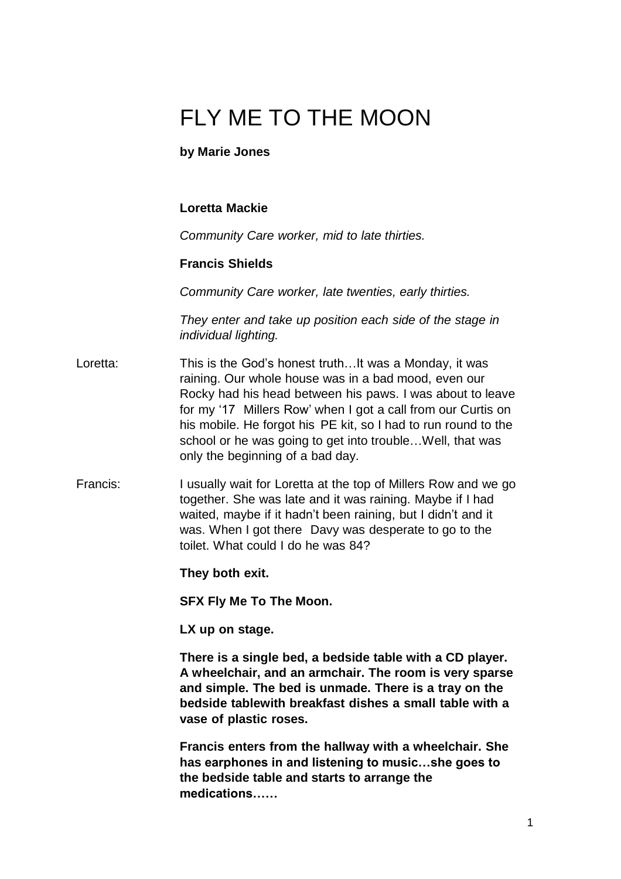# FLY ME TO THE MOON

**by Marie Jones**

**Loretta Mackie**

*Community Care worker, mid to late thirties.*

**Francis Shields**

*Community Care worker, late twenties, early thirties.*

*They enter and take up position each side of the stage in individual lighting.*

Loretta: This is the God's honest truth…It was a Monday, it was raining. Our whole house was in a bad mood, even our Rocky had his head between his paws. I was about to leave for my '17 Millers Row' when I got a call from our Curtis on his mobile. He forgot his PE kit, so I had to run round to the school or he was going to get into trouble…Well, that was only the beginning of a bad day.

Francis: I usually wait for Loretta at the top of Millers Row and we go together. She was late and it was raining. Maybe if I had waited, maybe if it hadn't been raining, but I didn't and it was. When I got there Davy was desperate to go to the toilet. What could I do he was 84?

**They both exit.**

**SFX Fly Me To The Moon.**

**LX up on stage.**

**There is a single bed, a bedside table with a CD player. A wheelchair, and an armchair. The room is very sparse and simple. The bed is unmade. There is a tray on the bedside tablewith breakfast dishes a small table with a vase of plastic roses.**

**Francis enters from the hallway with a wheelchair. She has earphones in and listening to music…she goes to the bedside table and starts to arrange the medications……**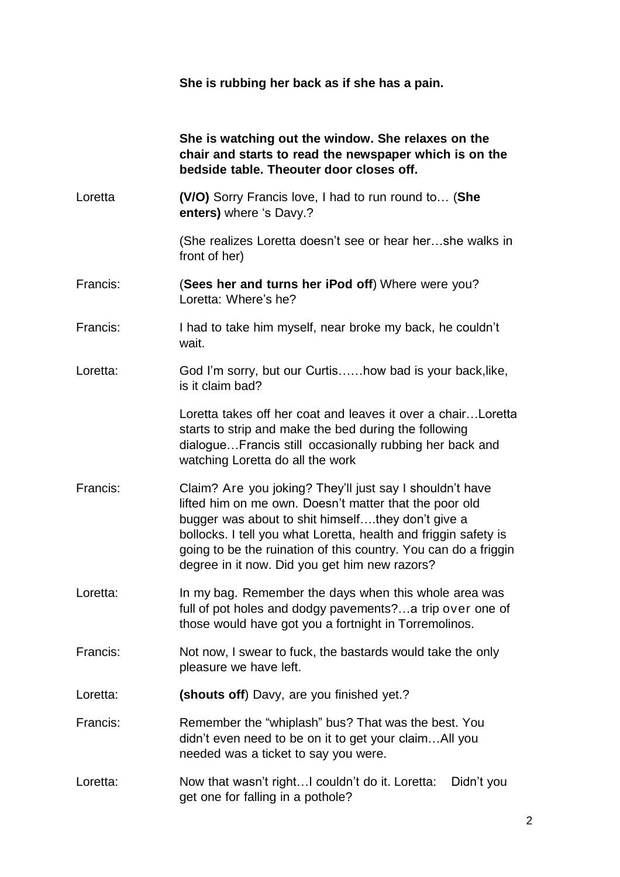**She is rubbing her back as if she has a pain.**

**She is watching out the window. She relaxes on the chair and starts to read the newspaper which is on the bedside table. Theouter door closes off.**

Loretta **(V/O)** Sorry Francis love, I had to run round to… (**She enters)** where 's Davy.?

(She realizes Loretta doesn't see or hear her…she walks in front of her)

Francis: (**Sees her and turns her iPod off**) Where were you? Loretta: Where's he?

Francis: I had to take him myself, near broke my back, he couldn't wait.

Loretta: God I'm sorry, but our Curtis……how bad is your back,like, is it claim bad?

Loretta takes off her coat and leaves it over a chair…Loretta starts to strip and make the bed during the following dialogue…Francis still occasionally rubbing her back and watching Loretta do all the work

Francis: Claim? Are you joking? They'll just say I shouldn't have lifted him on me own. Doesn't matter that the poor old bugger was about to shit himself….they don't give a bollocks. I tell you what Loretta, health and friggin safety is going to be the ruination of this country. You can do a friggin degree in it now. Did you get him new razors?

Loretta: In my bag. Remember the days when this whole area was full of pot holes and dodgy pavements?…a trip over one of those would have got you a fortnight in Torremolinos.

Francis: Not now, I swear to fuck, the bastards would take the only pleasure we have left.

Loretta: **(shouts off**) Davy, are you finished yet.?

Francis: Remember the "whiplash" bus? That was the best. You didn't even need to be on it to get your claim…All you needed was a ticket to say you were.

Loretta: Now that wasn't right…I couldn't do it. Loretta: Didn't you get one for falling in a pothole?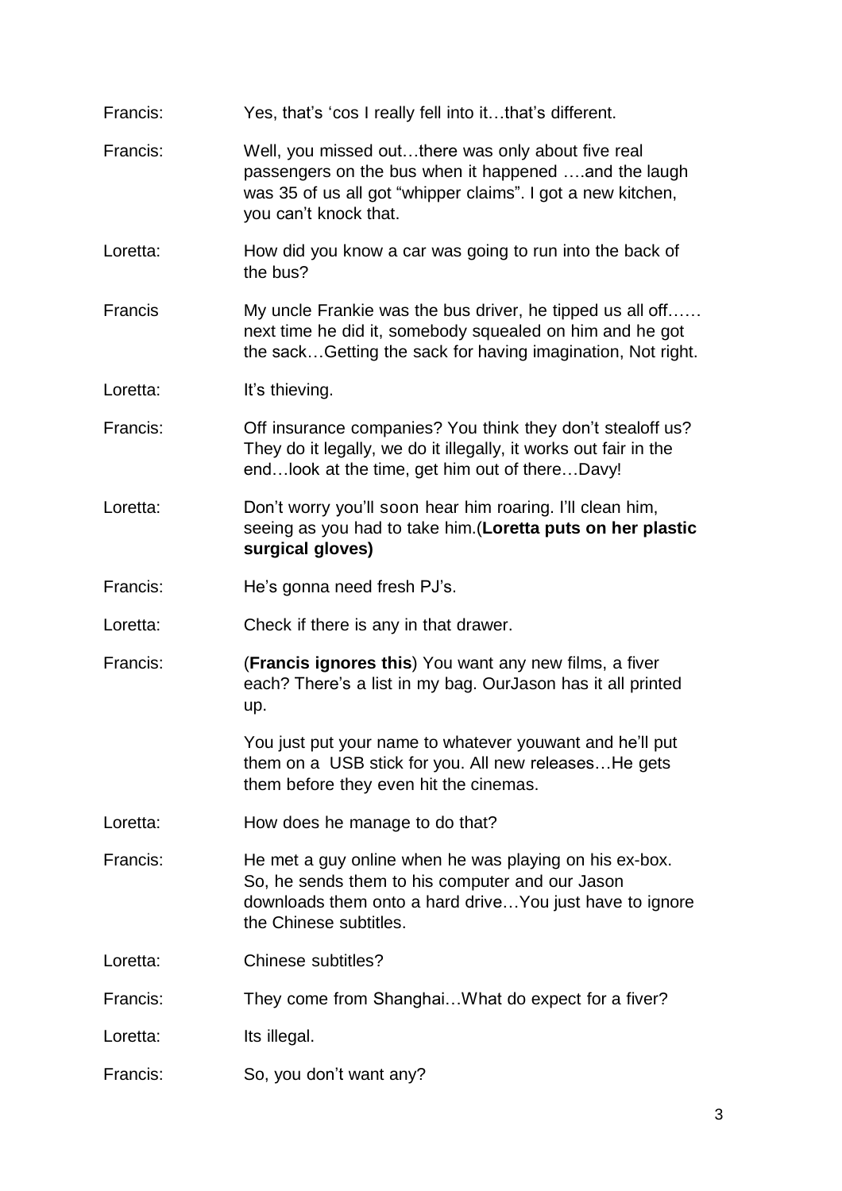Francis: Yes, that's 'cos I really fell into it…that's different.

Francis: Well, you missed out…there was only about five real passengers on the bus when it happened ….and the laugh was 35 of us all got "whipper claims". I got a new kitchen, you can't knock that.

Loretta: How did you know a car was going to run into the back of the bus?

Francis My uncle Frankie was the bus driver, he tipped us all off…… next time he did it, somebody squealed on him and he got the sack…Getting the sack for having imagination, Not right.

Loretta: It's thieving.

Francis: Off insurance companies? You think they don't stealoff us? They do it legally, we do it illegally, it works out fair in the end…look at the time, get him out of there…Davy!

Loretta: Don't worry you'll soon hear him roaring. I'll clean him, seeing as you had to take him.(**Loretta puts on her plastic surgical gloves)**

Francis: He's gonna need fresh PJ's.

Loretta: Check if there is any in that drawer.

Francis: (**Francis ignores this**) You want any new films, a fiver each? There's a list in my bag. OurJason has it all printed up.

You just put your name to whatever youwant and he'll put them on a USB stick for you. All new releases…He gets them before they even hit the cinemas.

Loretta: How does he manage to do that?

Francis: He met a guy online when he was playing on his ex-box. So, he sends them to his computer and our Jason downloads them onto a hard drive…You just have to ignore the Chinese subtitles.

Loretta: Chinese subtitles?

Francis: They come from Shanghai…What do expect for a fiver?

Loretta: Its illegal.

Francis: So, you don't want any?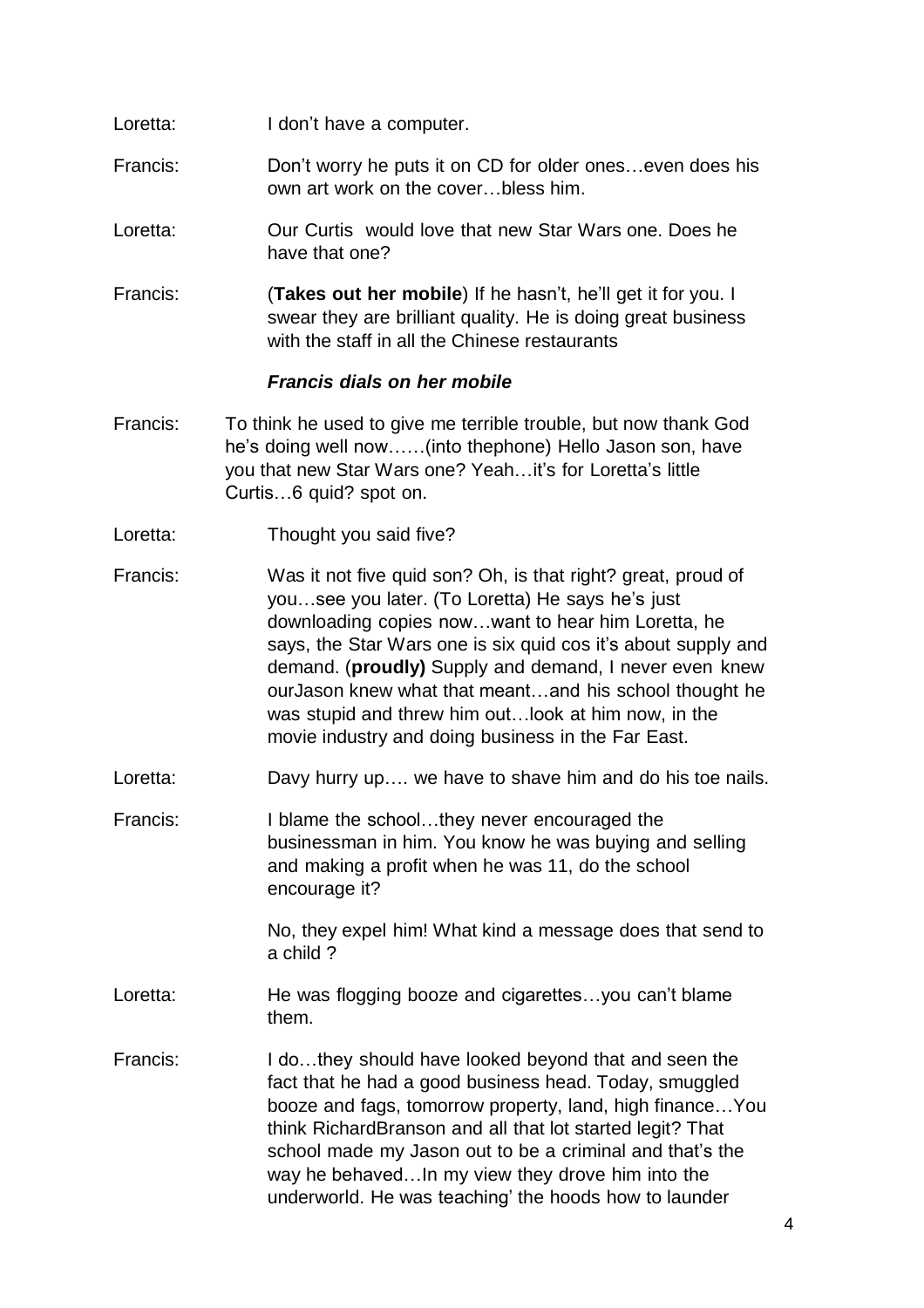Loretta: I don't have a computer.

Francis: Don't worry he puts it on CD for older ones…even does his own art work on the cover…bless him.

Loretta: Our Curtis would love that new Star Wars one. Does he have that one?

Francis: (**Takes out her mobile**) If he hasn't, he'll get it for you. I swear they are brilliant quality. He is doing great business with the staff in all the Chinese restaurants

***Francis dials on her mobile***

Francis: To think he used to give me terrible trouble, but now thank God he's doing well now……(into thephone) Hello Jason son, have you that new Star Wars one? Yeah…it's for Loretta's little Curtis…6 quid? spot on.

Loretta: Thought you said five?

Francis: Was it not five quid son? Oh, is that right? great, proud of you…see you later. (To Loretta) He says he's just downloading copies now…want to hear him Loretta, he says, the Star Wars one is six quid cos it's about supply and demand. (**proudly)** Supply and demand, I never even knew ourJason knew what that meant…and his school thought he was stupid and threw him out…look at him now, in the movie industry and doing business in the Far East.

Loretta: Davy hurry up…. we have to shave him and do his toe nails.

Francis: I blame the school…they never encouraged the businessman in him. You know he was buying and selling and making a profit when he was 11, do the school encourage it?

No, they expel him! What kind a message does that send to a child ?

Loretta: He was flogging booze and cigarettes…you can't blame them.

Francis: I do…they should have looked beyond that and seen the fact that he had a good business head. Today, smuggled booze and fags, tomorrow property, land, high finance…You think RichardBranson and all that lot started legit? That school made my Jason out to be a criminal and that's the way he behaved…In my view they drove him into the underworld. He was teaching' the hoods how to launder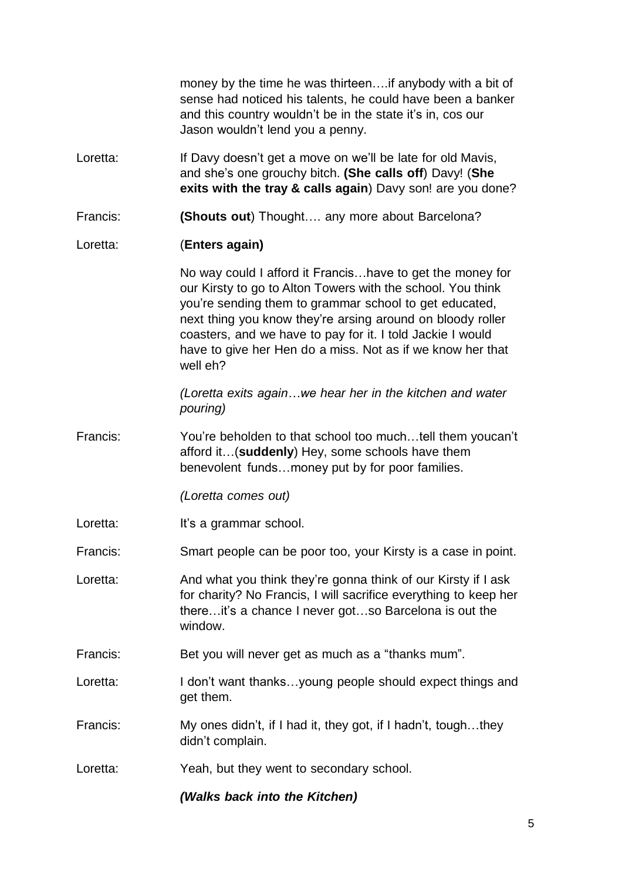money by the time he was thirteen….if anybody with a bit of sense had noticed his talents, he could have been a banker and this country wouldn't be in the state it's in, cos our Jason wouldn't lend you a penny.

Loretta: If Davy doesn't get a move on we'll be late for old Mavis, and she's one grouchy bitch. **(She calls off**) Davy! (**She exits with the tray & calls again**) Davy son! are you done?

Francis: **(Shouts out**) Thought…. any more about Barcelona?

Loretta: (**Enters again)**

No way could I afford it Francis…have to get the money for our Kirsty to go to Alton Towers with the school. You think you're sending them to grammar school to get educated, next thing you know they're arsing around on bloody roller coasters, and we have to pay for it. I told Jackie I would have to give her Hen do a miss. Not as if we know her that well eh?

*(Loretta exits again…we hear her in the kitchen and water pouring)*

Francis: You're beholden to that school too much…tell them youcan't afford it…(**suddenly**) Hey, some schools have them benevolent funds…money put by for poor families.

*(Loretta comes out)*

Loretta: It's a grammar school.

Francis: Smart people can be poor too, your Kirsty is a case in point.

Loretta: And what you think they're gonna think of our Kirsty if I ask for charity? No Francis, I will sacrifice everything to keep her there…it's a chance I never got…so Barcelona is out the window.

Francis: Bet you will never get as much as a "thanks mum".

Loretta: I don't want thanks…young people should expect things and get them.

Francis: My ones didn't, if I had it, they got, if I hadn't, tough…they didn't complain.

Loretta: Yeah, but they went to secondary school.

***(Walks back into the Kitchen)***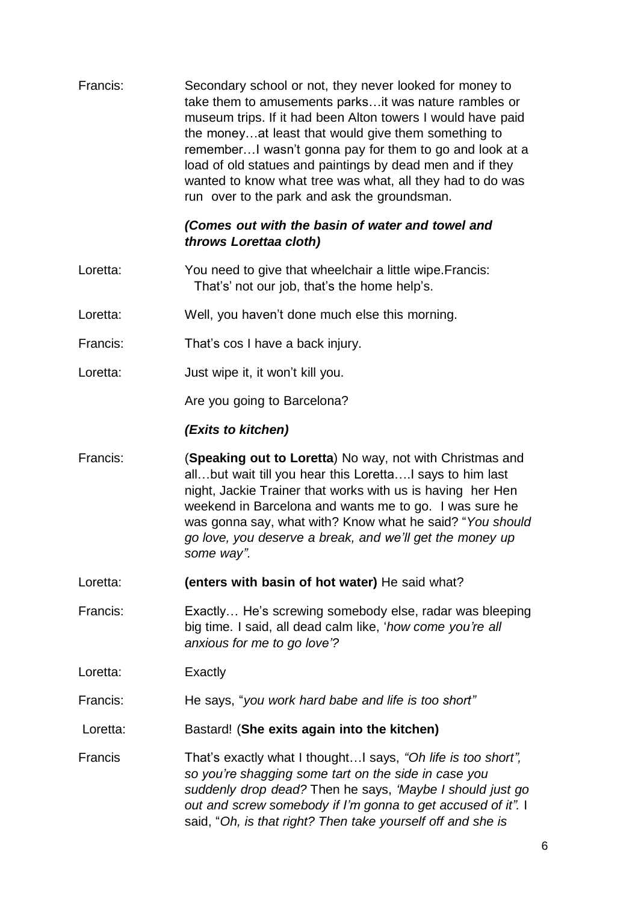Francis: Secondary school or not, they never looked for money to take them to amusements parks…it was nature rambles or museum trips. If it had been Alton towers I would have paid the money…at least that would give them something to remember…I wasn't gonna pay for them to go and look at a load of old statues and paintings by dead men and if they wanted to know what tree was what, all they had to do was run over to the park and ask the groundsman.

***(Comes out with the basin of water and towel and throws Lorettaa cloth)***

Loretta: You need to give that wheelchair a little wipe.Francis: That's' not our job, that's the home help's.

Loretta: Well, you haven't done much else this morning.

Francis: That's cos I have a back injury.

Loretta: Just wipe it, it won't kill you.

Are you going to Barcelona?

***(Exits to kitchen)***

Francis: (**Speaking out to Loretta**) No way, not with Christmas and all…but wait till you hear this Loretta….I says to him last night, Jackie Trainer that works with us is having her Hen weekend in Barcelona and wants me to go. I was sure he was gonna say, what with? Know what he said? "*You should go love, you deserve a break, and we'll get the money up some way".*

Loretta: **(enters with basin of hot water)** He said what?

Francis: Exactly… He's screwing somebody else, radar was bleeping big time. I said, all dead calm like, '*how come you're all anxious for me to go love'?*

Loretta: Exactly

Francis: He says, "*you work hard babe and life is too short"*

Loretta: Bastard! (**She exits again into the kitchen)**

Francis That's exactly what I thought…I says, *"Oh life is too short", so you're shagging some tart on the side in case you suddenly drop dead?* Then he says, *'Maybe I should just go out and screw somebody if I'm gonna to get accused of it".* I said, "*Oh, is that right? Then take yourself off and she is*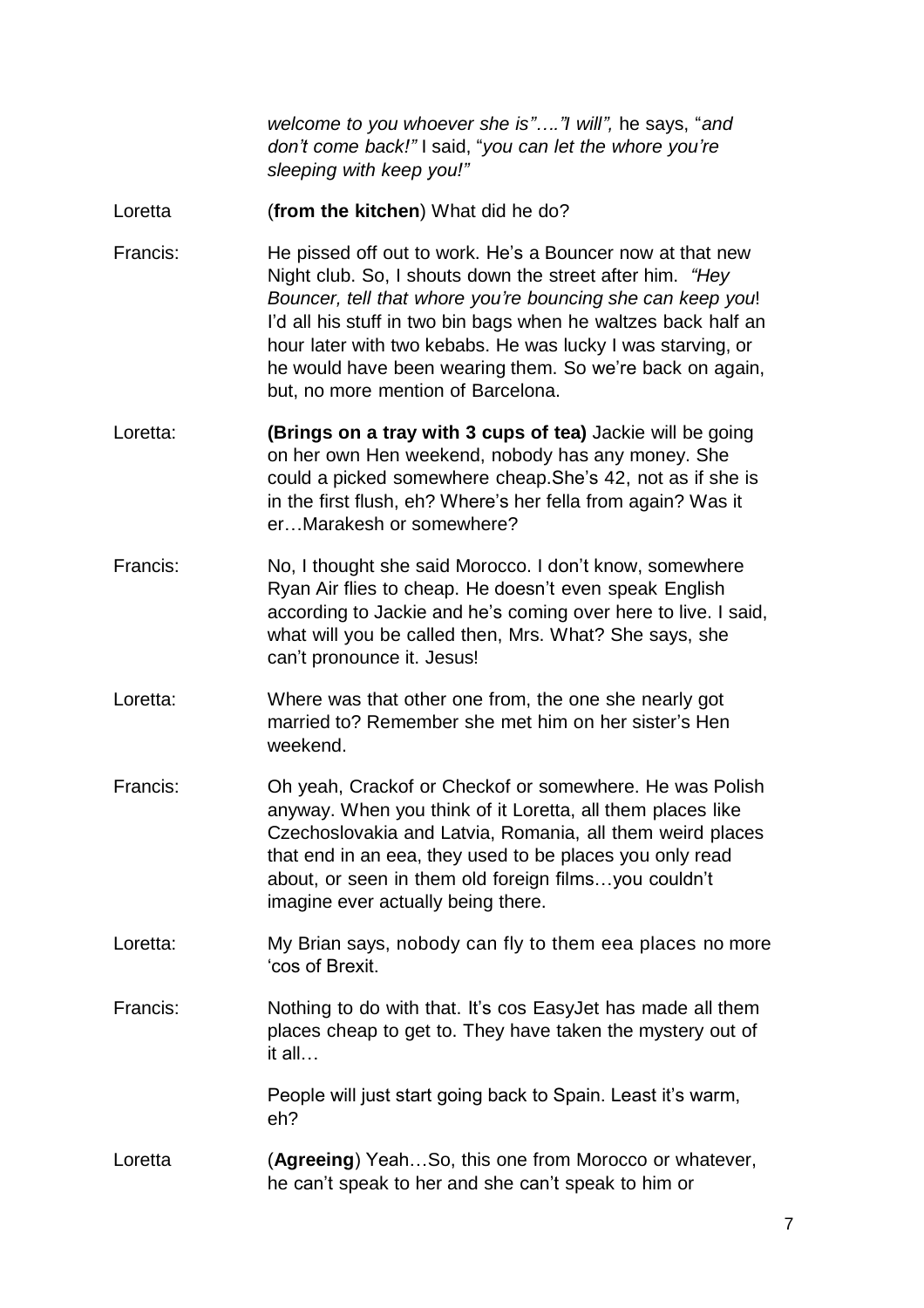*welcome to you whoever she is"…."I will",* he says, "*and don't come back!"* I said, "*you can let the whore you're sleeping with keep you!"*

Loretta (**from the kitchen**) What did he do?

Francis: He pissed off out to work. He's a Bouncer now at that new Night club. So, I shouts down the street after him. *"Hey Bouncer, tell that whore you're bouncing she can keep you*! I'd all his stuff in two bin bags when he waltzes back half an hour later with two kebabs. He was lucky I was starving, or he would have been wearing them. So we're back on again, but, no more mention of Barcelona.

Loretta: **(Brings on a tray with 3 cups of tea)** Jackie will be going on her own Hen weekend, nobody has any money. She could a picked somewhere cheap.She's 42, not as if she is in the first flush, eh? Where's her fella from again? Was it er…Marakesh or somewhere?

Francis: No, I thought she said Morocco. I don't know, somewhere Ryan Air flies to cheap. He doesn't even speak English according to Jackie and he's coming over here to live. I said, what will you be called then, Mrs. What? She says, she can't pronounce it. Jesus!

Loretta: Where was that other one from, the one she nearly got married to? Remember she met him on her sister's Hen weekend.

Francis: Oh yeah, Crackof or Checkof or somewhere. He was Polish anyway. When you think of it Loretta, all them places like Czechoslovakia and Latvia, Romania, all them weird places that end in an eea, they used to be places you only read about, or seen in them old foreign films…you couldn't imagine ever actually being there.

Loretta: My Brian says, nobody can fly to them eea places no more 'cos of Brexit.

Francis: Nothing to do with that. It's cos EasyJet has made all them places cheap to get to. They have taken the mystery out of it all…

People will just start going back to Spain. Least it's warm, eh?

Loretta (**Agreeing**) Yeah…So, this one from Morocco or whatever, he can't speak to her and she can't speak to him or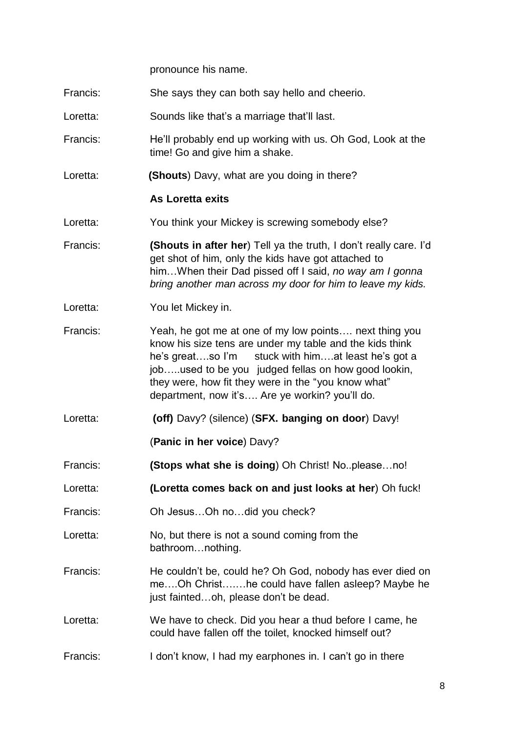pronounce his name.

Francis: She says they can both say hello and cheerio.

Loretta: Sounds like that's a marriage that'll last.

Francis: He'll probably end up working with us. Oh God, Look at the time! Go and give him a shake.

Loretta: **(Shouts**) Davy, what are you doing in there?

**As Loretta exits**

Loretta: You think your Mickey is screwing somebody else?

Francis: **(Shouts in after her**) Tell ya the truth, I don't really care. I'd get shot of him, only the kids have got attached to him…When their Dad pissed off I said, *no way am I gonna bring another man across my door for him to leave my kids.*

Loretta: You let Mickey in.

Francis: Yeah, he got me at one of my low points…. next thing you know his size tens are under my table and the kids think he's great….so I'm stuck with him….at least he's got a job…..used to be you judged fellas on how good lookin, they were, how fit they were in the "you know what" department, now it's…. Are ye workin? you'll do.

Loretta: **(off)** Davy? (silence) (**SFX. banging on door**) Davy!

(**Panic in her voice**) Davy?

Francis: **(Stops what she is doing**) Oh Christ! No..please…no!

Loretta: **(Loretta comes back on and just looks at her**) Oh fuck!

Francis: Oh Jesus…Oh no…did you check?

Loretta: No, but there is not a sound coming from the bathroom…nothing.

Francis: He couldn't be, could he? Oh God, nobody has ever died on me….Oh Christ…….he could have fallen asleep? Maybe he just fainted…oh, please don't be dead.

Loretta: We have to check. Did you hear a thud before I came, he could have fallen off the toilet, knocked himself out?

Francis: I don't know, I had my earphones in. I can't go in there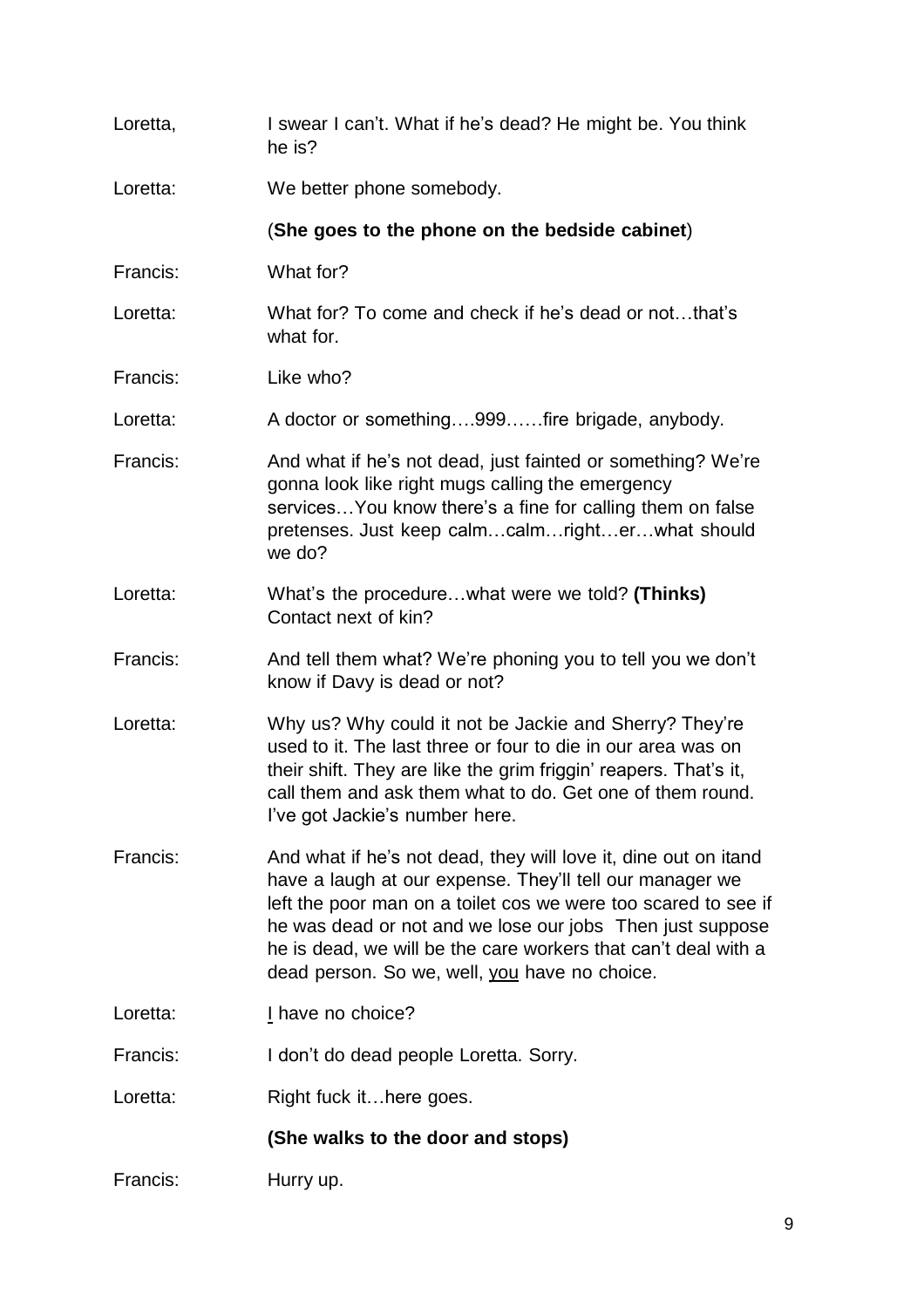Loretta, I swear I can't. What if he's dead? He might be. You think he is?

Loretta: We better phone somebody.

(**She goes to the phone on the bedside cabinet**)

Francis: What for?

Loretta: What for? To come and check if he's dead or not…that's what for.

Francis: Like who?

Loretta: A doctor or something….999……fire brigade, anybody.

Francis: And what if he's not dead, just fainted or something? We're gonna look like right mugs calling the emergency services…You know there's a fine for calling them on false pretenses. Just keep calm…calm…right…er…what should we do?

Loretta: What's the procedure…what were we told? **(Thinks)** Contact next of kin?

Francis: And tell them what? We're phoning you to tell you we don't know if Davy is dead or not?

Loretta: Why us? Why could it not be Jackie and Sherry? They're used to it. The last three or four to die in our area was on their shift. They are like the grim friggin' reapers. That's it, call them and ask them what to do. Get one of them round. I've got Jackie's number here.

Francis: And what if he's not dead, they will love it, dine out on itand have a laugh at our expense. They'll tell our manager we left the poor man on a toilet cos we were too scared to see if he was dead or not and we lose our jobs Then just suppose he is dead, we will be the care workers that can't deal with a dead person. So we, well, <u>you</u> have no choice.

Loretta: <u>I</u> have no choice?

Francis: I don't do dead people Loretta. Sorry.

Loretta: Right fuck it…here goes.

**(She walks to the door and stops)**

Francis: Hurry up.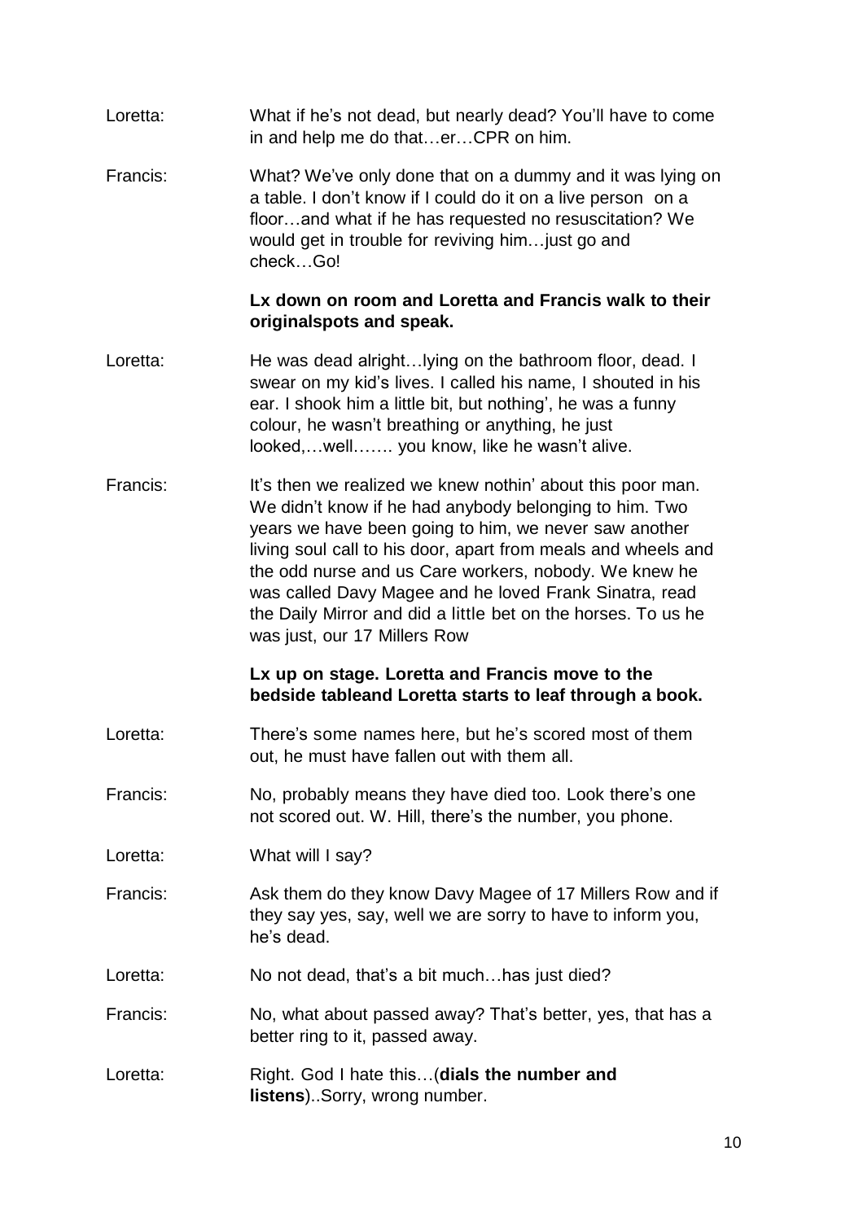Loretta: What if he's not dead, but nearly dead? You'll have to come in and help me do that…er…CPR on him.

Francis: What? We've only done that on a dummy and it was lying on a table. I don't know if I could do it on a live person on a floor…and what if he has requested no resuscitation? We would get in trouble for reviving him…just go and check…Go!

**Lx down on room and Loretta and Francis walk to their originalspots and speak.**

Loretta: He was dead alright…lying on the bathroom floor, dead. I swear on my kid's lives. I called his name, I shouted in his ear. I shook him a little bit, but nothing', he was a funny colour, he wasn't breathing or anything, he just looked,…well……. you know, like he wasn't alive.

Francis: It's then we realized we knew nothin' about this poor man. We didn't know if he had anybody belonging to him. Two years we have been going to him, we never saw another living soul call to his door, apart from meals and wheels and the odd nurse and us Care workers, nobody. We knew he was called Davy Magee and he loved Frank Sinatra, read the Daily Mirror and did a little bet on the horses. To us he was just, our 17 Millers Row

**Lx up on stage. Loretta and Francis move to the bedside tableand Loretta starts to leaf through a book.**

Loretta: There's some names here, but he's scored most of them out, he must have fallen out with them all.

Francis: No, probably means they have died too. Look there's one not scored out. W. Hill, there's the number, you phone.

Loretta: What will I say?

Francis: Ask them do they know Davy Magee of 17 Millers Row and if they say yes, say, well we are sorry to have to inform you, he's dead.

Loretta: No not dead, that's a bit much…has just died?

Francis: No, what about passed away? That's better, yes, that has a better ring to it, passed away.

Loretta: Right. God I hate this…(**dials the number and listens**)..Sorry, wrong number.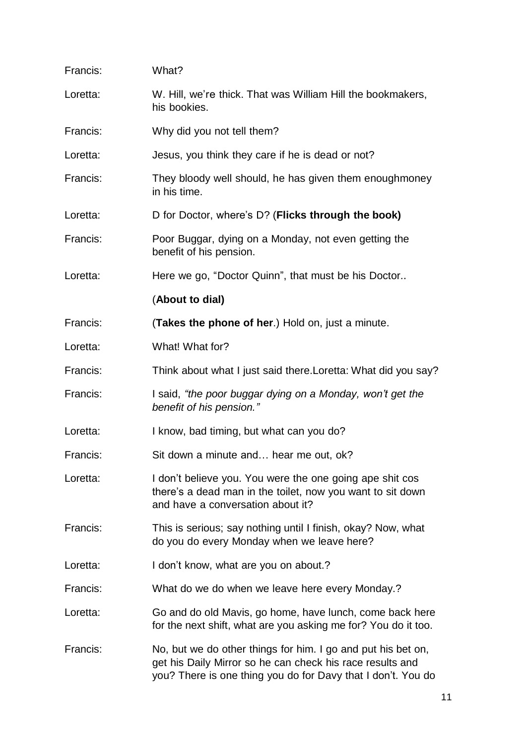Francis: What?

Loretta: W. Hill, we're thick. That was William Hill the bookmakers, his bookies.

Francis: Why did you not tell them?

Loretta: Jesus, you think they care if he is dead or not?

Francis: They bloody well should, he has given them enoughmoney in his time.

Loretta: D for Doctor, where's D? (**Flicks through the book)**

Francis: Poor Buggar, dying on a Monday, not even getting the benefit of his pension.

Loretta: Here we go, "Doctor Quinn", that must be his Doctor..

(**About to dial)**

Francis: (**Takes the phone of her**.) Hold on, just a minute.

Loretta: What! What for?

Francis: Think about what I just said there.Loretta: What did you say?

Francis: I said, *"the poor buggar dying on a Monday, won't get the benefit of his pension."*

Loretta: I know, bad timing, but what can you do?

Francis: Sit down a minute and… hear me out, ok?

Loretta: I don't believe you. You were the one going ape shit cos there's a dead man in the toilet, now you want to sit down and have a conversation about it?

Francis: This is serious; say nothing until I finish, okay? Now, what do you do every Monday when we leave here?

Loretta: I don't know, what are you on about.?

Francis: What do we do when we leave here every Monday.?

Loretta: Go and do old Mavis, go home, have lunch, come back here for the next shift, what are you asking me for? You do it too.

Francis: No, but we do other things for him. I go and put his bet on, get his Daily Mirror so he can check his race results and you? There is one thing you do for Davy that I don't. You do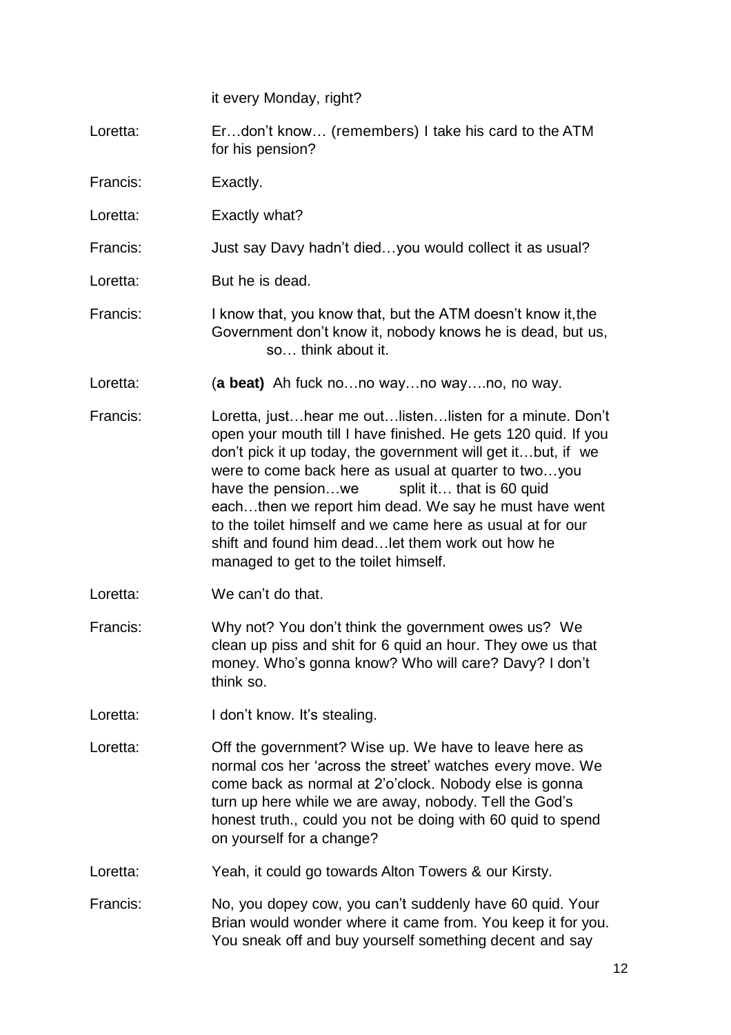it every Monday, right?

Loretta: Er…don't know… (remembers) I take his card to the ATM for his pension?

Francis: Exactly.

Loretta: Exactly what?

Francis: Just say Davy hadn't died…you would collect it as usual?

Loretta: But he is dead.

Francis: I know that, you know that, but the ATM doesn't know it, the Government don't know it, nobody knows he is dead, but us, so… think about it.

Loretta: (**a beat**) Ah fuck no…no way…no way….no, no way.

Francis: Loretta, just…hear me out…listen…listen for a minute. Don't open your mouth till I have finished. He gets 120 quid. If you don't pick it up today, the government will get it…but, if we were to come back here as usual at quarter to two…you have the pension…we split it… that is 60 quid each…then we report him dead. We say he must have went to the toilet himself and we came here as usual at for our shift and found him dead…let them work out how he managed to get to the toilet himself.

Loretta: We can't do that.

Francis: Why not? You don't think the government owes us? We clean up piss and shit for 6 quid an hour. They owe us that money. Who's gonna know? Who will care? Davy? I don't think so.

Loretta: I don't know. It's stealing.

Loretta: Off the government? Wise up. We have to leave here as normal cos her 'across the street' watches every move. We come back as normal at 2'o'clock. Nobody else is gonna turn up here while we are away, nobody. Tell the God's honest truth., could you not be doing with 60 quid to spend on yourself for a change?

Loretta: Yeah, it could go towards Alton Towers & our Kirsty.

Francis: No, you dopey cow, you can't suddenly have 60 quid. Your Brian would wonder where it came from. You keep it for you. You sneak off and buy yourself something decent and say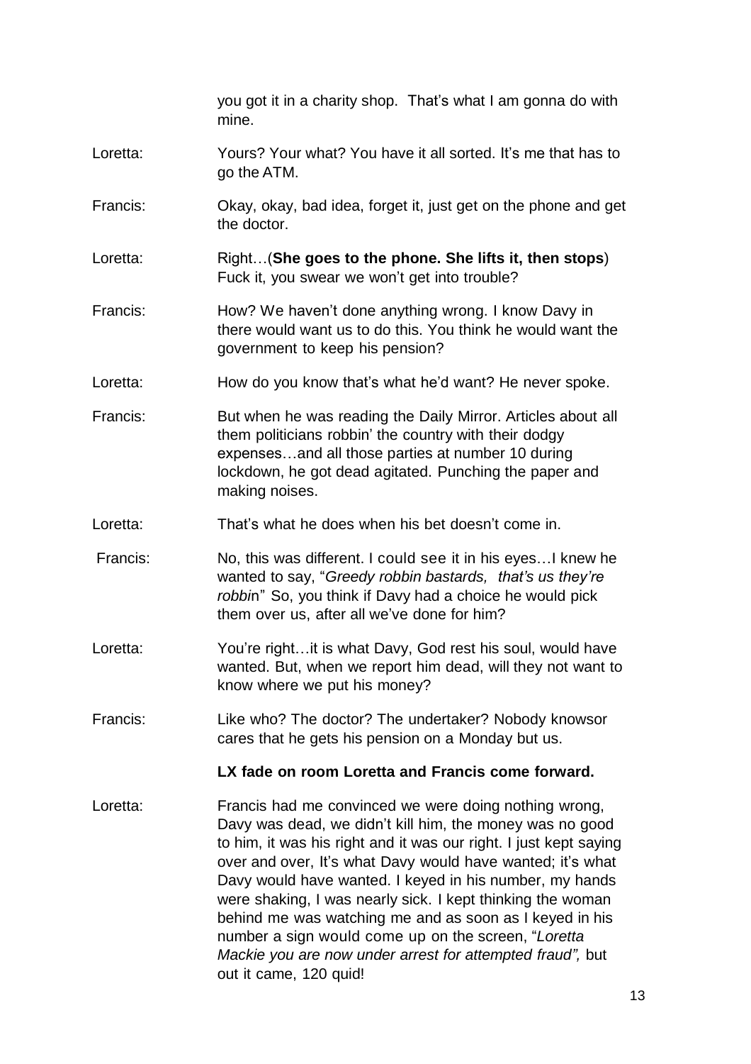you got it in a charity shop. That's what I am gonna do with mine.

Loretta: Yours? Your what? You have it all sorted. It's me that has to go the ATM.

Francis: Okay, okay, bad idea, forget it, just get on the phone and get the doctor.

Loretta: Right…(**She goes to the phone. She lifts it, then stops**) Fuck it, you swear we won't get into trouble?

Francis: How? We haven't done anything wrong. I know Davy in there would want us to do this. You think he would want the government to keep his pension?

Loretta: How do you know that's what he'd want? He never spoke.

Francis: But when he was reading the Daily Mirror. Articles about all them politicians robbin' the country with their dodgy expenses…and all those parties at number 10 during lockdown, he got dead agitated. Punching the paper and making noises.

Loretta: That's what he does when his bet doesn't come in.

Francis: No, this was different. I could see it in his eyes…I knew he wanted to say, "*Greedy robbin bastards, that's us they're robbi*n" So, you think if Davy had a choice he would pick them over us, after all we've done for him?

Loretta: You're right…it is what Davy, God rest his soul, would have wanted. But, when we report him dead, will they not want to know where we put his money?

Francis: Like who? The doctor? The undertaker? Nobody knowsor cares that he gets his pension on a Monday but us.

**LX fade on room Loretta and Francis come forward.**

Loretta: Francis had me convinced we were doing nothing wrong, Davy was dead, we didn't kill him, the money was no good to him, it was his right and it was our right. I just kept saying over and over, It's what Davy would have wanted; it's what Davy would have wanted. I keyed in his number, my hands were shaking, I was nearly sick. I kept thinking the woman behind me was watching me and as soon as I keyed in his number a sign would come up on the screen, "*Loretta Mackie you are now under arrest for attempted fraud",* but out it came, 120 quid!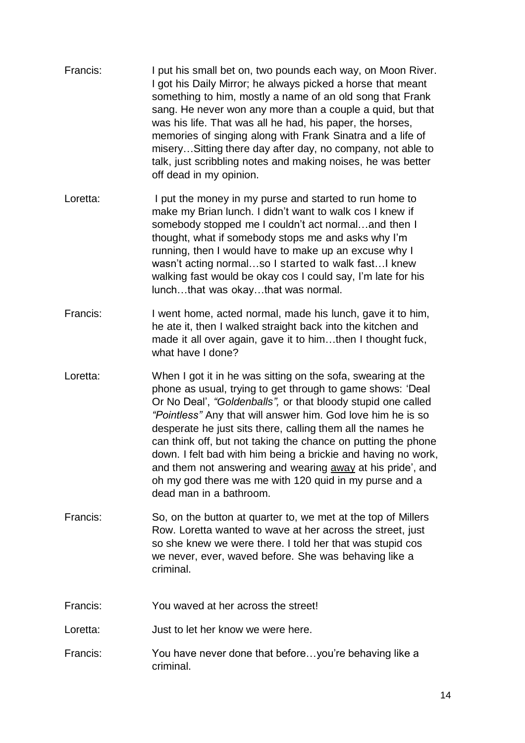Francis: I put his small bet on, two pounds each way, on Moon River. I got his Daily Mirror; he always picked a horse that meant something to him, mostly a name of an old song that Frank sang. He never won any more than a couple a quid, but that was his life. That was all he had, his paper, the horses, memories of singing along with Frank Sinatra and a life of misery…Sitting there day after day, no company, not able to talk, just scribbling notes and making noises, he was better off dead in my opinion.

Loretta: I put the money in my purse and started to run home to make my Brian lunch. I didn't want to walk cos I knew if somebody stopped me I couldn't act normal…and then I thought, what if somebody stops me and asks why I'm running, then I would have to make up an excuse why I wasn't acting normal…so I started to walk fast…I knew walking fast would be okay cos I could say, I'm late for his lunch…that was okay…that was normal.

Francis: I went home, acted normal, made his lunch, gave it to him, he ate it, then I walked straight back into the kitchen and made it all over again, gave it to him…then I thought fuck, what have I done?

Loretta: When I got it in he was sitting on the sofa, swearing at the phone as usual, trying to get through to game shows: 'Deal Or No Deal', *"Goldenballs",* or that bloody stupid one called *"Pointless"* Any that will answer him. God love him he is so desperate he just sits there, calling them all the names he can think off, but not taking the chance on putting the phone down. I felt bad with him being a brickie and having no work, and them not answering and wearing <u>away</u> at his pride', and oh my god there was me with 120 quid in my purse and a dead man in a bathroom.

Francis: So, on the button at quarter to, we met at the top of Millers Row. Loretta wanted to wave at her across the street, just so she knew we were there. I told her that was stupid cos we never, ever, waved before. She was behaving like a criminal.

Francis: You waved at her across the street!

Loretta: Just to let her know we were here.

Francis: You have never done that before…you're behaving like a criminal.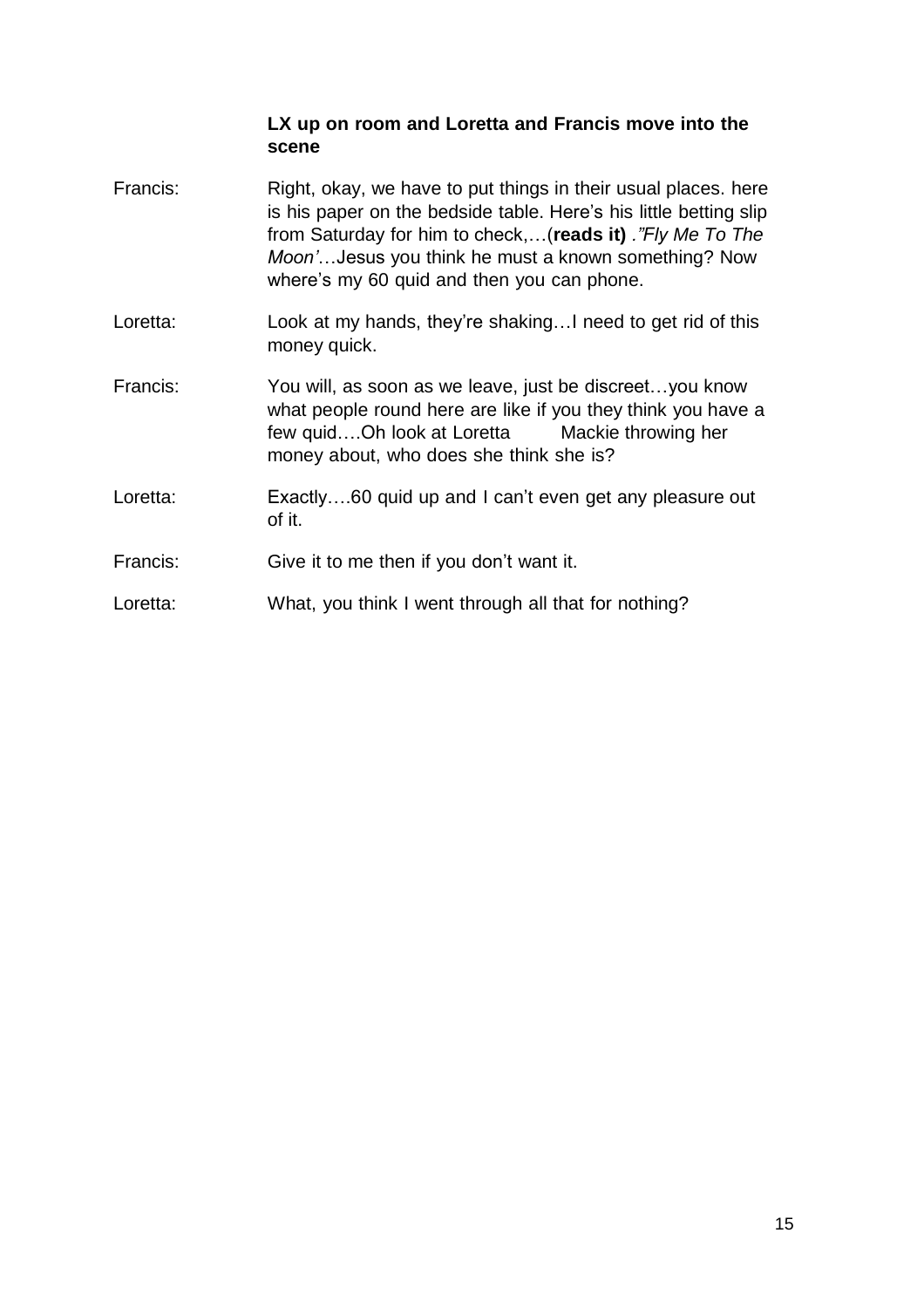**LX up on room and Loretta and Francis move into the scene**

Francis: Right, okay, we have to put things in their usual places. here is his paper on the bedside table. Here's his little betting slip from Saturday for him to check,…(**reads it**) *."Fly Me To The Moon'*…Jesus you think he must a known something? Now where's my 60 quid and then you can phone.

Loretta: Look at my hands, they're shaking…I need to get rid of this money quick.

Francis: You will, as soon as we leave, just be discreet…you know what people round here are like if you they think you have a few quid….Oh look at Loretta Mackie throwing her money about, who does she think she is?

Loretta: Exactly….60 quid up and I can't even get any pleasure out of it.

Francis: Give it to me then if you don't want it.

Loretta: What, you think I went through all that for nothing?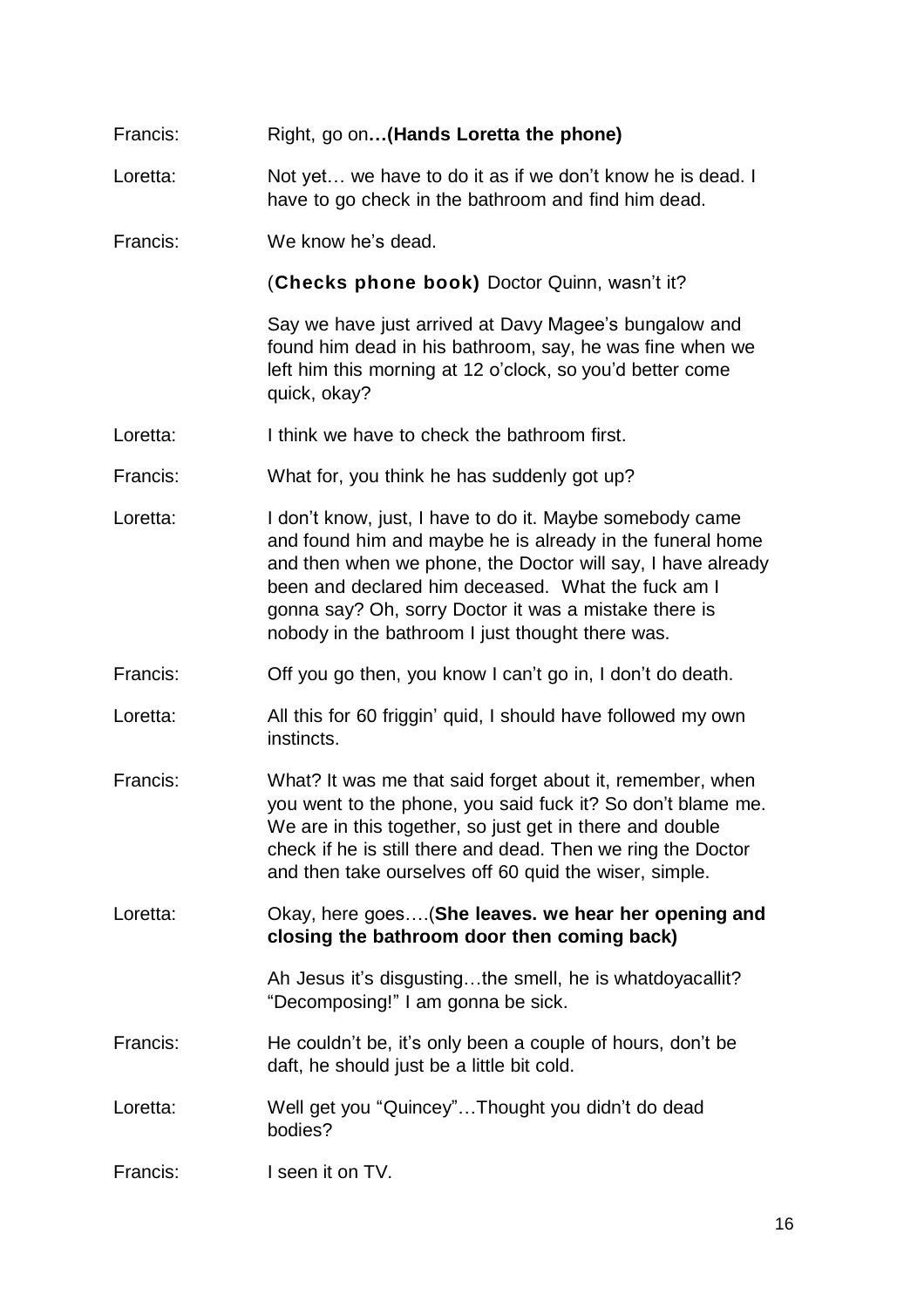Francis: Right, go on**…(Hands Loretta the phone)**

Loretta: Not yet… we have to do it as if we don't know he is dead. I have to go check in the bathroom and find him dead.

Francis: We know he's dead.

(**Checks phone book)** Doctor Quinn, wasn't it?

Say we have just arrived at Davy Magee's bungalow and found him dead in his bathroom, say, he was fine when we left him this morning at 12 o'clock, so you'd better come quick, okay?

Loretta: I think we have to check the bathroom first.

Francis: What for, you think he has suddenly got up?

Loretta: I don't know, just, I have to do it. Maybe somebody came and found him and maybe he is already in the funeral home and then when we phone, the Doctor will say, I have already been and declared him deceased. What the fuck am I gonna say? Oh, sorry Doctor it was a mistake there is nobody in the bathroom I just thought there was.

Francis: Off you go then, you know I can't go in, I don't do death.

Loretta: All this for 60 friggin' quid, I should have followed my own instincts.

Francis: What? It was me that said forget about it, remember, when you went to the phone, you said fuck it? So don't blame me. We are in this together, so just get in there and double check if he is still there and dead. Then we ring the Doctor and then take ourselves off 60 quid the wiser, simple.

Loretta: Okay, here goes….(**She leaves. we hear her opening and closing the bathroom door then coming back)**

Ah Jesus it's disgusting…the smell, he is whatdoyacallit? "Decomposing!" I am gonna be sick.

Francis: He couldn't be, it's only been a couple of hours, don't be daft, he should just be a little bit cold.

Loretta: Well get you "Quincey"…Thought you didn't do dead bodies?

Francis: I seen it on TV.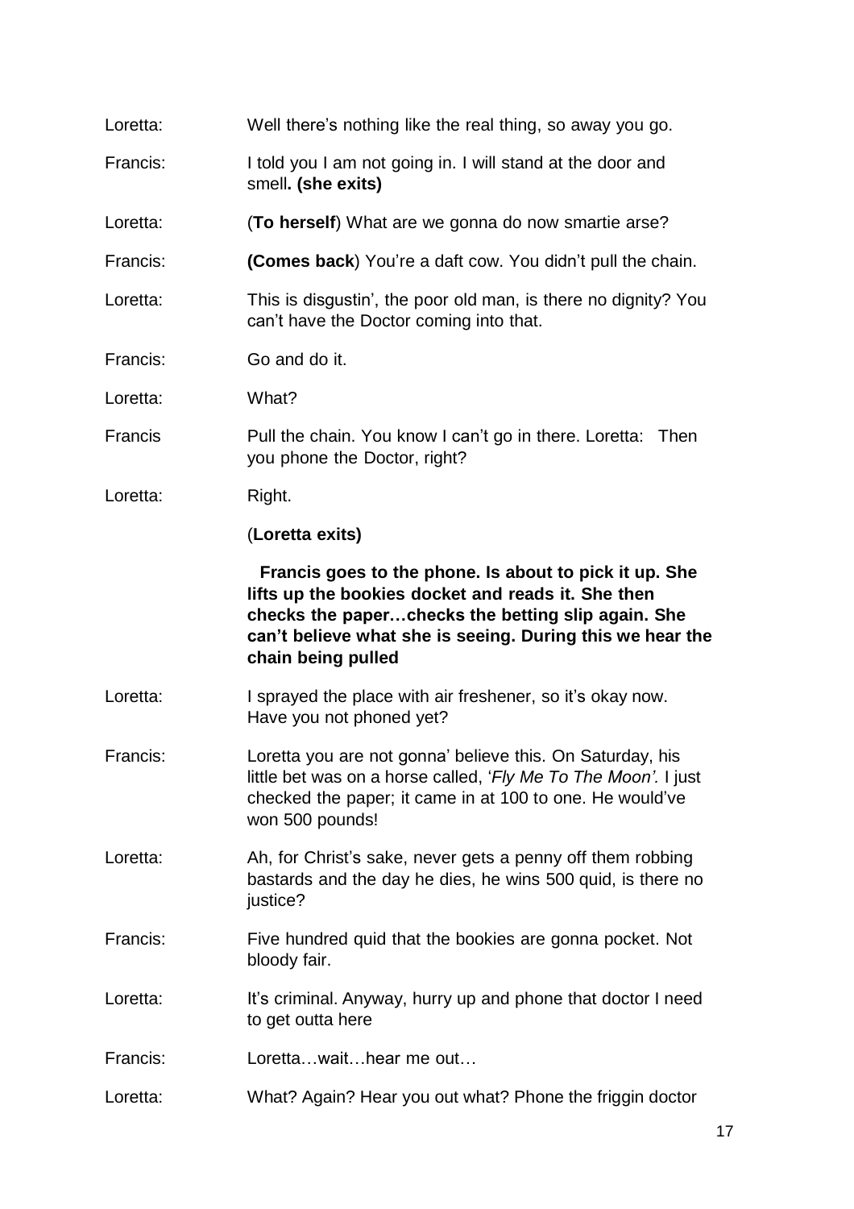Loretta: Well there's nothing like the real thing, so away you go.

Francis: I told you I am not going in. I will stand at the door and smell**. (she exits)**

Loretta: (**To herself**) What are we gonna do now smartie arse?

Francis: **(Comes back**) You're a daft cow. You didn't pull the chain.

Loretta: This is disgustin', the poor old man, is there no dignity? You can't have the Doctor coming into that.

Francis: Go and do it.

Loretta: What?

Francis Pull the chain. You know I can't go in there. Loretta: Then you phone the Doctor, right?

Loretta: Right.

(**Loretta exits)**

**Francis goes to the phone. Is about to pick it up. She lifts up the bookies docket and reads it. She then checks the paper…checks the betting slip again. She can't believe what she is seeing. During this we hear the chain being pulled**

Loretta: I sprayed the place with air freshener, so it's okay now. Have you not phoned yet?

Francis: Loretta you are not gonna' believe this. On Saturday, his little bet was on a horse called, '*Fly Me To The Moon'.* I just checked the paper; it came in at 100 to one. He would've won 500 pounds!

Loretta: Ah, for Christ's sake, never gets a penny off them robbing bastards and the day he dies, he wins 500 quid, is there no justice?

Francis: Five hundred quid that the bookies are gonna pocket. Not bloody fair.

Loretta: It's criminal. Anyway, hurry up and phone that doctor I need to get outta here

Francis: Loretta…wait…hear me out…

Loretta: What? Again? Hear you out what? Phone the friggin doctor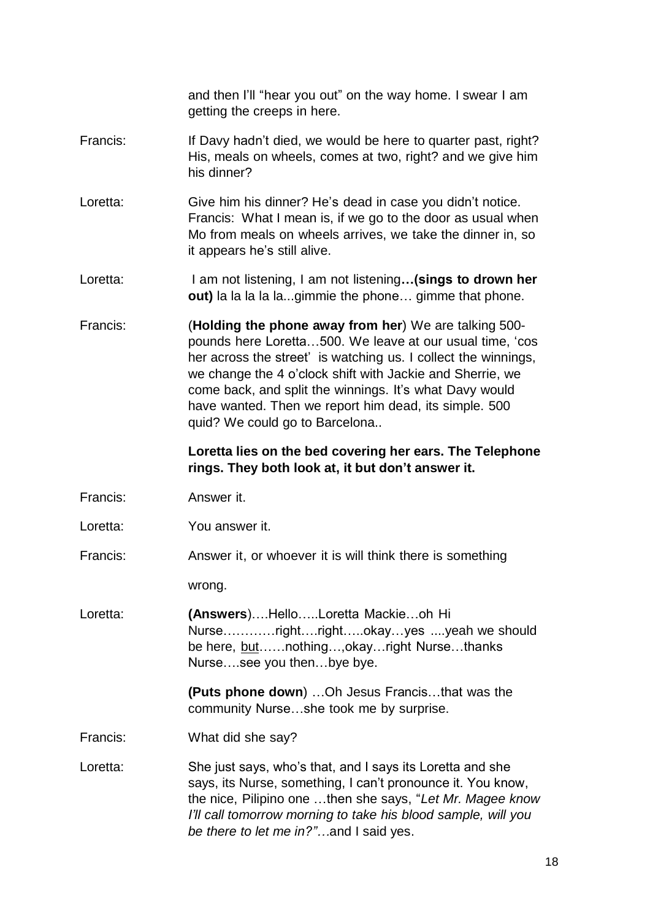and then I'll "hear you out" on the way home. I swear I am getting the creeps in here.

Francis: If Davy hadn't died, we would be here to quarter past, right? His, meals on wheels, comes at two, right? and we give him his dinner?

Loretta: Give him his dinner? He's dead in case you didn't notice. Francis: What I mean is, if we go to the door as usual when Mo from meals on wheels arrives, we take the dinner in, so it appears he's still alive.

Loretta: I am not listening, I am not listening**…(sings to drown her out)** la la la la la...gimmie the phone… gimme that phone.

Francis: (**Holding the phone away from her**) We are talking 500-pounds here Loretta…500. We leave at our usual time, 'cos her across the street' is watching us. I collect the winnings, we change the 4 o'clock shift with Jackie and Sherrie, we come back, and split the winnings. It's what Davy would have wanted. Then we report him dead, its simple. 500 quid? We could go to Barcelona..

**Loretta lies on the bed covering her ears. The Telephone rings. They both look at, it but don't answer it.**

Francis: Answer it.

Loretta: You answer it.

Francis: Answer it, or whoever it is will think there is something wrong.

Loretta: **(Answers)**….Hello…..Loretta Mackie…oh Hi Nurse…………right….right…..okay…yes ....yeah we should be here, <u>but</u>……nothing…,okay…right Nurse…thanks Nurse….see you then…bye bye.

**(Puts phone down**) …Oh Jesus Francis…that was the community Nurse…she took me by surprise.

Francis: What did she say?

Loretta: She just says, who's that, and I says its Loretta and she says, its Nurse, something, I can't pronounce it. You know, the nice, Pilipino one …then she says, "*Let Mr. Magee know I'll call tomorrow morning to take his blood sample, will you be there to let me in?"…*and I said yes.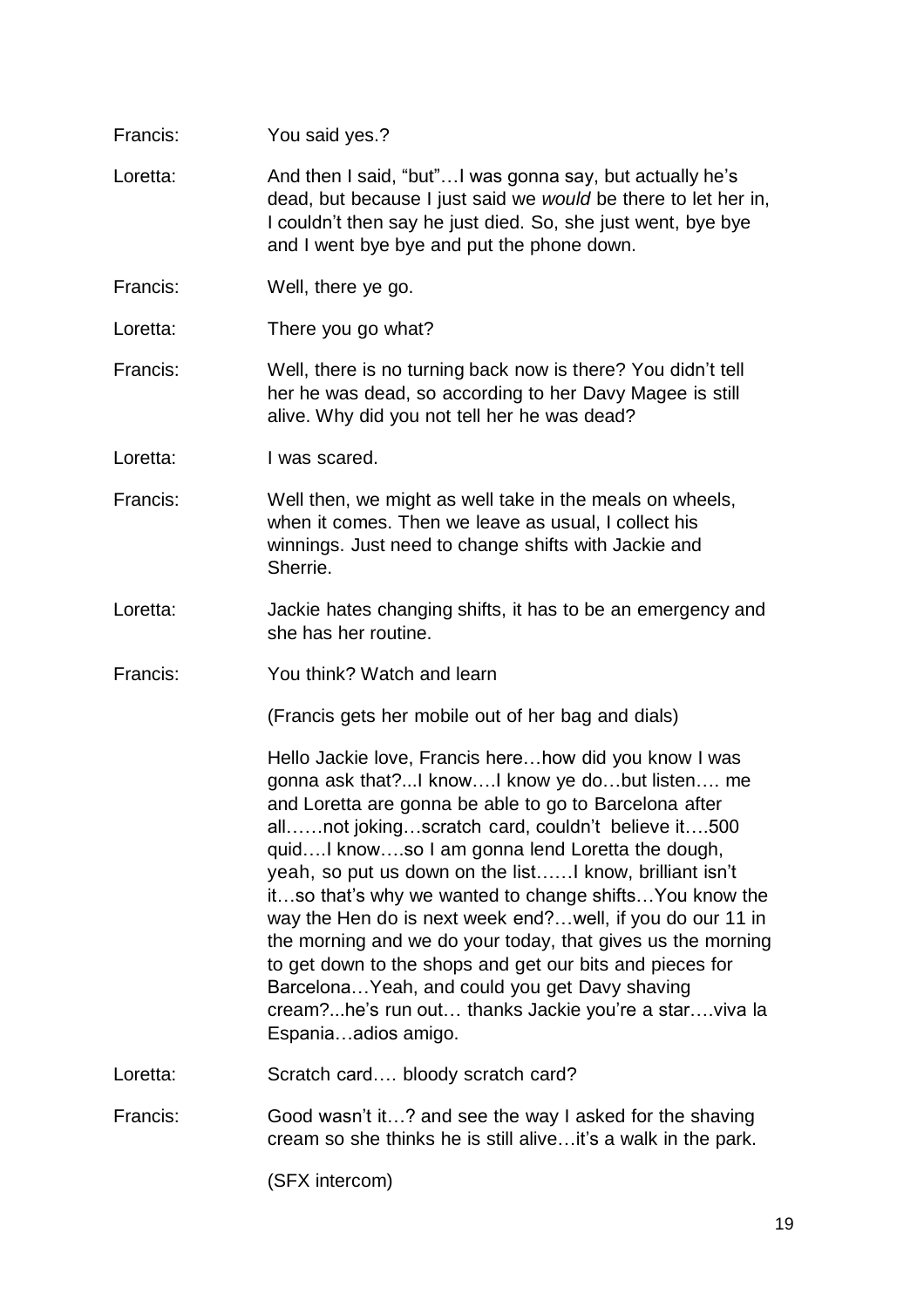Francis: You said yes.?

Loretta: And then I said, "but"…I was gonna say, but actually he's dead, but because I just said we *would* be there to let her in, I couldn't then say he just died. So, she just went, bye bye and I went bye bye and put the phone down.

Francis: Well, there ye go.

Loretta: There you go what?

Francis: Well, there is no turning back now is there? You didn't tell her he was dead, so according to her Davy Magee is still alive. Why did you not tell her he was dead?

Loretta: I was scared.

Francis: Well then, we might as well take in the meals on wheels, when it comes. Then we leave as usual, I collect his winnings. Just need to change shifts with Jackie and Sherrie.

Loretta: Jackie hates changing shifts, it has to be an emergency and she has her routine.

Francis: You think? Watch and learn

(Francis gets her mobile out of her bag and dials)

Hello Jackie love, Francis here…how did you know I was gonna ask that?...I know….I know ye do…but listen…. me and Loretta are gonna be able to go to Barcelona after all……not joking…scratch card, couldn't believe it….500 quid….I know….so I am gonna lend Loretta the dough, yeah, so put us down on the list……I know, brilliant isn't it…so that's why we wanted to change shifts…You know the way the Hen do is next week end?…well, if you do our 11 in the morning and we do your today, that gives us the morning to get down to the shops and get our bits and pieces for Barcelona…Yeah, and could you get Davy shaving cream?...he's run out… thanks Jackie you're a star….viva la Espania…adios amigo.

Loretta: Scratch card…. bloody scratch card?

Francis: Good wasn't it…? and see the way I asked for the shaving cream so she thinks he is still alive…it's a walk in the park.

(SFX intercom)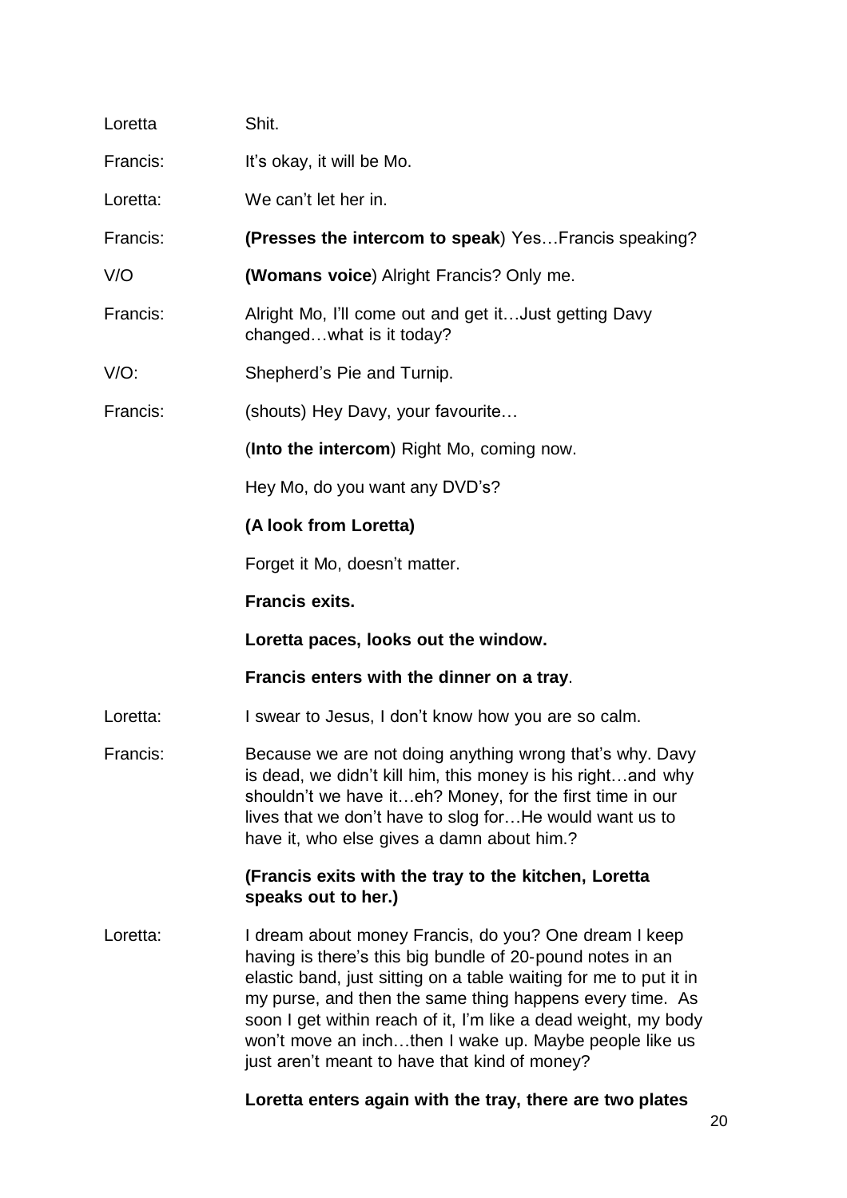Loretta Shit.

Francis: It's okay, it will be Mo.

Loretta: We can't let her in.

Francis: **(Presses the intercom to speak**) Yes…Francis speaking?

V/O **(Womans voice**) Alright Francis? Only me.

Francis: Alright Mo, I'll come out and get it…Just getting Davy changed…what is it today?

V/O: Shepherd's Pie and Turnip.

Francis: (shouts) Hey Davy, your favourite…

(**Into the intercom**) Right Mo, coming now.

Hey Mo, do you want any DVD's?

**(A look from Loretta)**

Forget it Mo, doesn't matter.

**Francis exits.**

**Loretta paces, looks out the window.**

**Francis enters with the dinner on a tray**.

Loretta: I swear to Jesus, I don't know how you are so calm.

Francis: Because we are not doing anything wrong that's why. Davy is dead, we didn't kill him, this money is his right…and why shouldn't we have it…eh? Money, for the first time in our lives that we don't have to slog for…He would want us to have it, who else gives a damn about him.?

**(Francis exits with the tray to the kitchen, Loretta speaks out to her.)**

Loretta: I dream about money Francis, do you? One dream I keep having is there's this big bundle of 20-pound notes in an elastic band, just sitting on a table waiting for me to put it in my purse, and then the same thing happens every time. As soon I get within reach of it, I'm like a dead weight, my body won't move an inch…then I wake up. Maybe people like us just aren't meant to have that kind of money?

**Loretta enters again with the tray, there are two plates**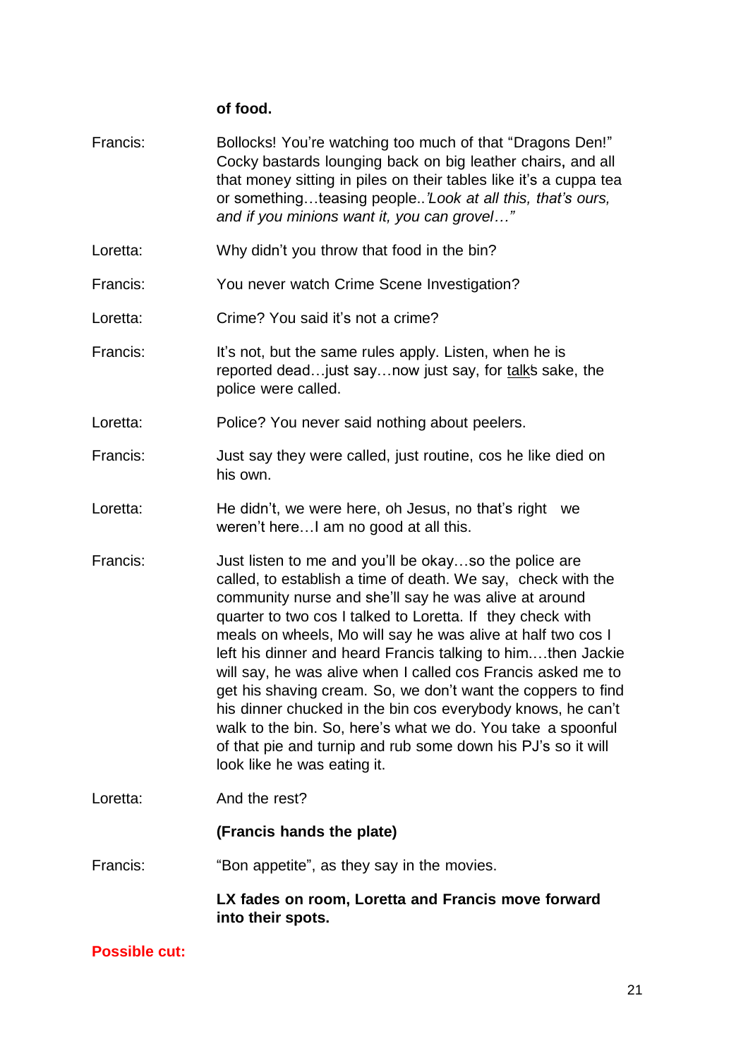**of food.**

Francis: Bollocks! You're watching too much of that "Dragons Den!" Cocky bastards lounging back on big leather chairs, and all that money sitting in piles on their tables like it's a cuppa tea or something…teasing people..*'Look at all this, that's ours, and if you minions want it, you can grovel…"*

Loretta: Why didn't you throw that food in the bin?

Francis: You never watch Crime Scene Investigation?

Loretta: Crime? You said it's not a crime?

Francis: It's not, but the same rules apply. Listen, when he is reported dead…just say…now just say, for talks sake, the police were called.

Loretta: Police? You never said nothing about peelers.

Francis: Just say they were called, just routine, cos he like died on his own.

Loretta: He didn't, we were here, oh Jesus, no that's right we weren't here…I am no good at all this.

Francis: Just listen to me and you'll be okay…so the police are called, to establish a time of death. We say, check with the community nurse and she'll say he was alive at around quarter to two cos I talked to Loretta. If they check with meals on wheels, Mo will say he was alive at half two cos I left his dinner and heard Francis talking to him….then Jackie will say, he was alive when I called cos Francis asked me to get his shaving cream. So, we don't want the coppers to find his dinner chucked in the bin cos everybody knows, he can't walk to the bin. So, here's what we do. You take a spoonful of that pie and turnip and rub some down his PJ's so it will look like he was eating it.

Loretta: And the rest?

**(Francis hands the plate)**

Francis: "Bon appetite", as they say in the movies.

**LX fades on room, Loretta and Francis move forward into their spots.**

**Possible cut:**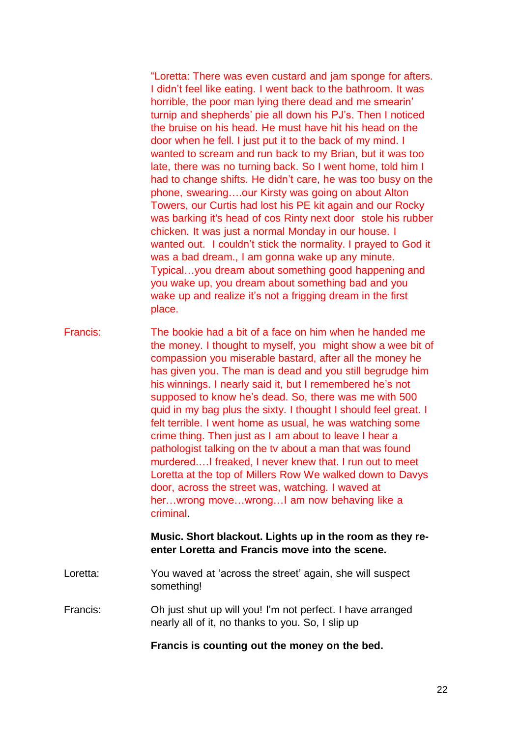"Loretta: There was even custard and jam sponge for afters. I didn't feel like eating. I went back to the bathroom. It was horrible, the poor man lying there dead and me smearin' turnip and shepherds' pie all down his PJ's. Then I noticed the bruise on his head. He must have hit his head on the door when he fell. I just put it to the back of my mind. I wanted to scream and run back to my Brian, but it was too late, there was no turning back. So I went home, told him I had to change shifts. He didn't care, he was too busy on the phone, swearing….our Kirsty was going on about Alton Towers, our Curtis had lost his PE kit again and our Rocky was barking it's head of cos Rinty next door stole his rubber chicken. It was just a normal Monday in our house. I wanted out. I couldn't stick the normality. I prayed to God it was a bad dream., I am gonna wake up any minute. Typical…you dream about something good happening and you wake up, you dream about something bad and you wake up and realize it's not a frigging dream in the first place.

Francis: The bookie had a bit of a face on him when he handed me the money. I thought to myself, you might show a wee bit of compassion you miserable bastard, after all the money he has given you. The man is dead and you still begrudge him his winnings. I nearly said it, but I remembered he's not supposed to know he's dead. So, there was me with 500 quid in my bag plus the sixty. I thought I should feel great. I felt terrible. I went home as usual, he was watching some crime thing. Then just as I am about to leave I hear a pathologist talking on the tv about a man that was found murdered….I freaked, I never knew that. I run out to meet Loretta at the top of Millers Row We walked down to Davys door, across the street was, watching. I waved at her…wrong move…wrong…I am now behaving like a criminal.

**Music. Short blackout. Lights up in the room as they re-enter Loretta and Francis move into the scene.**

Loretta: You waved at 'across the street' again, she will suspect something!

Francis: Oh just shut up will you! I'm not perfect. I have arranged nearly all of it, no thanks to you. So, I slip up

**Francis is counting out the money on the bed.**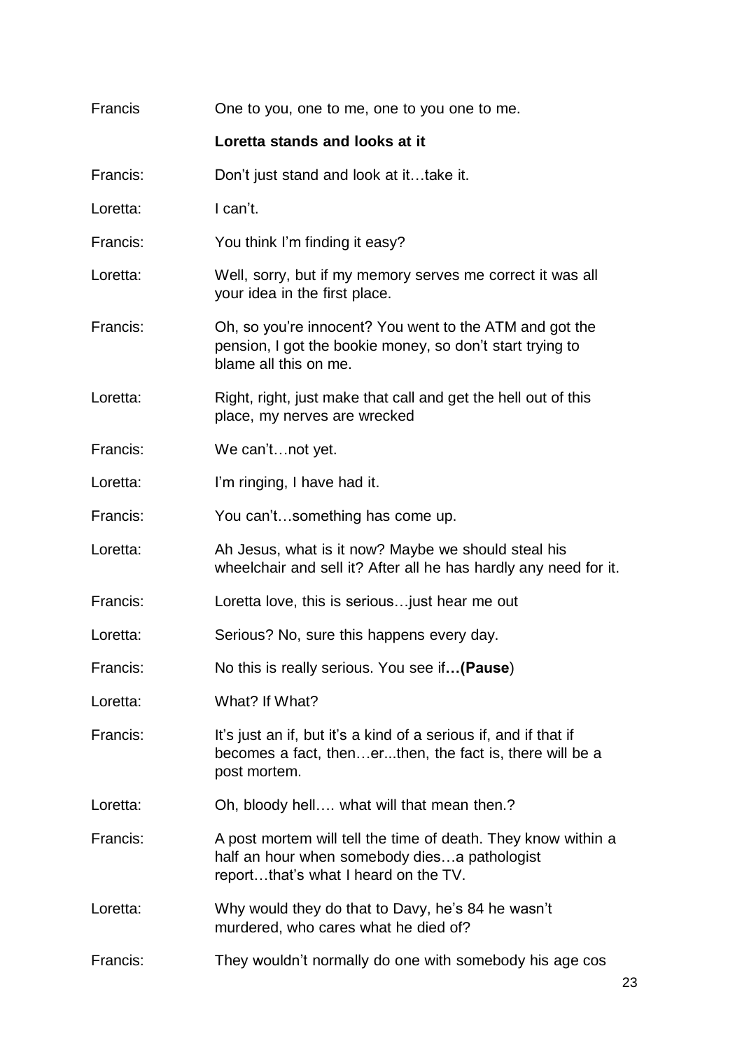Francis One to you, one to me, one to you one to me.

**Loretta stands and looks at it**

Francis: Don't just stand and look at it…take it.

Loretta: I can't.

Francis: You think I'm finding it easy?

Loretta: Well, sorry, but if my memory serves me correct it was all your idea in the first place.

Francis: Oh, so you're innocent? You went to the ATM and got the pension, I got the bookie money, so don't start trying to blame all this on me.

Loretta: Right, right, just make that call and get the hell out of this place, my nerves are wrecked

Francis: We can't…not yet.

Loretta: I'm ringing, I have had it.

Francis: You can't…something has come up.

Loretta: Ah Jesus, what is it now? Maybe we should steal his wheelchair and sell it? After all he has hardly any need for it.

Francis: Loretta love, this is serious…just hear me out

Loretta: Serious? No, sure this happens every day.

Francis: No this is really serious. You see if**…(Pause**)

Loretta: What? If What?

Francis: It's just an if, but it's a kind of a serious if, and if that if becomes a fact, then…er...then, the fact is, there will be a post mortem.

Loretta: Oh, bloody hell…. what will that mean then.?

Francis: A post mortem will tell the time of death. They know within a half an hour when somebody dies…a pathologist report…that's what I heard on the TV.

Loretta: Why would they do that to Davy, he's 84 he wasn't murdered, who cares what he died of?

Francis: They wouldn't normally do one with somebody his age cos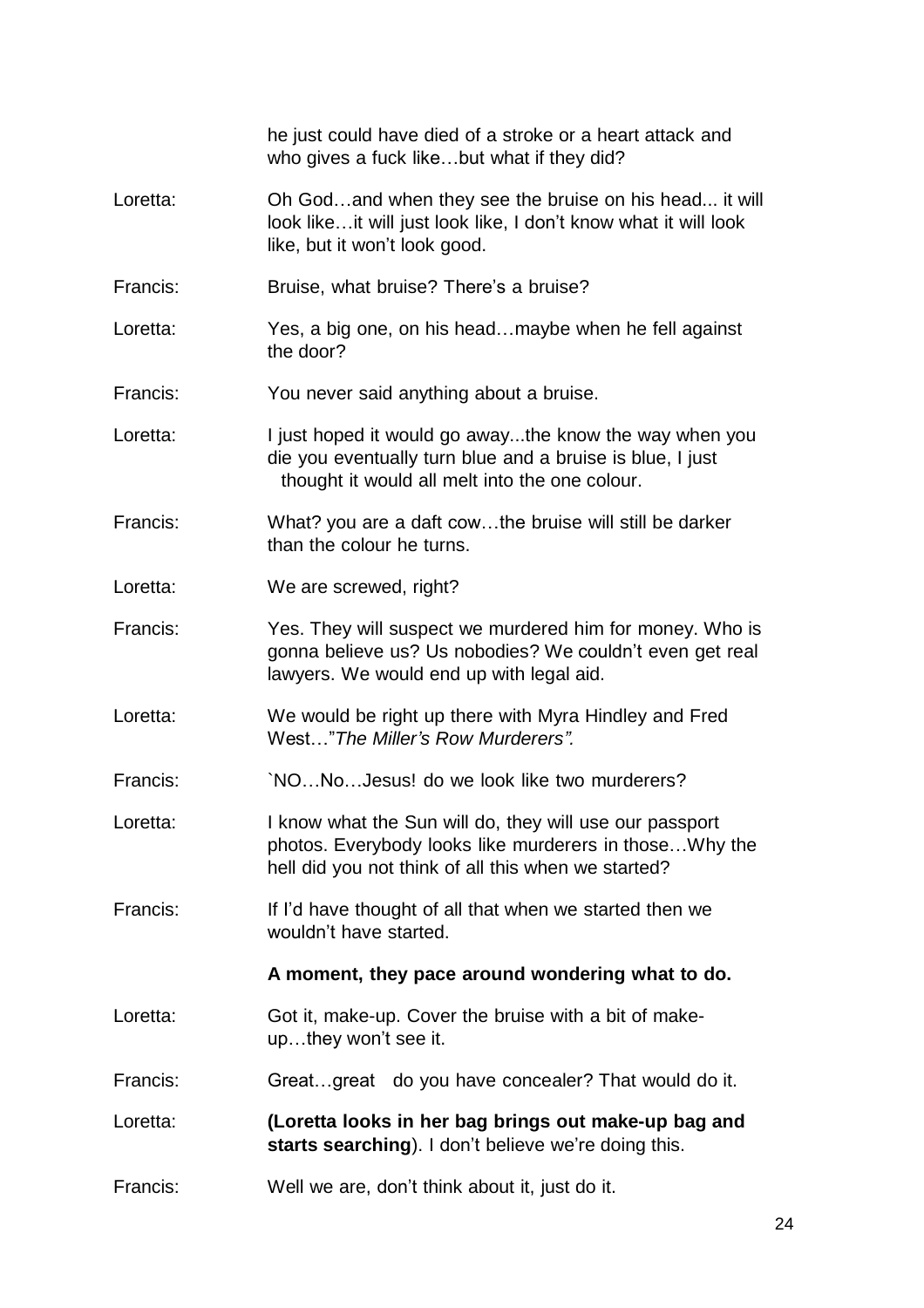he just could have died of a stroke or a heart attack and who gives a fuck like…but what if they did?

Loretta: Oh God…and when they see the bruise on his head... it will look like…it will just look like, I don't know what it will look like, but it won't look good.

Francis: Bruise, what bruise? There's a bruise?

Loretta: Yes, a big one, on his head…maybe when he fell against the door?

Francis: You never said anything about a bruise.

Loretta: I just hoped it would go away...the know the way when you die you eventually turn blue and a bruise is blue, I just thought it would all melt into the one colour.

Francis: What? you are a daft cow…the bruise will still be darker than the colour he turns.

Loretta: We are screwed, right?

Francis: Yes. They will suspect we murdered him for money. Who is gonna believe us? Us nobodies? We couldn't even get real lawyers. We would end up with legal aid.

Loretta: We would be right up there with Myra Hindley and Fred West…"*The Miller's Row Murderers".*

Francis: `NO…No…Jesus! do we look like two murderers?

Loretta: I know what the Sun will do, they will use our passport photos. Everybody looks like murderers in those…Why the hell did you not think of all this when we started?

Francis: If I'd have thought of all that when we started then we wouldn't have started.

**A moment, they pace around wondering what to do.**

Loretta: Got it, make-up. Cover the bruise with a bit of make-up…they won't see it.

Francis: Great…great do you have concealer? That would do it.

Loretta: **(Loretta looks in her bag brings out make-up bag and starts searching**). I don't believe we're doing this.

Francis: Well we are, don't think about it, just do it.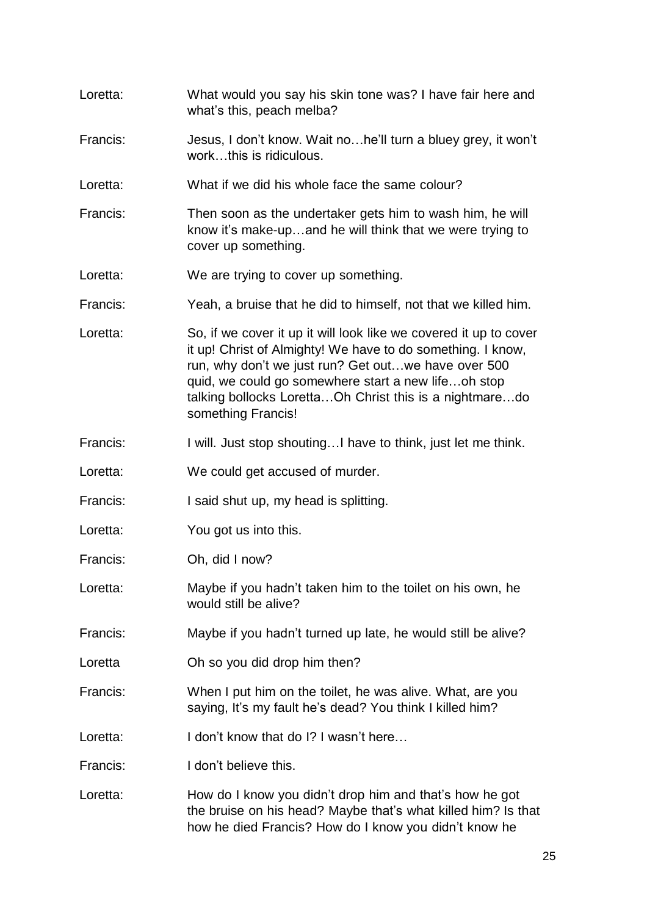Loretta: What would you say his skin tone was? I have fair here and what's this, peach melba?

Francis: Jesus, I don't know. Wait no…he'll turn a bluey grey, it won't work…this is ridiculous.

Loretta: What if we did his whole face the same colour?

Francis: Then soon as the undertaker gets him to wash him, he will know it's make-up…and he will think that we were trying to cover up something.

Loretta: We are trying to cover up something.

Francis: Yeah, a bruise that he did to himself, not that we killed him.

Loretta: So, if we cover it up it will look like we covered it up to cover it up! Christ of Almighty! We have to do something. I know, run, why don't we just run? Get out…we have over 500 quid, we could go somewhere start a new life…oh stop talking bollocks Loretta…Oh Christ this is a nightmare…do something Francis!

Francis: I will. Just stop shouting…I have to think, just let me think.

Loretta: We could get accused of murder.

Francis: I said shut up, my head is splitting.

Loretta: You got us into this.

Francis: Oh, did I now?

Loretta: Maybe if you hadn't taken him to the toilet on his own, he would still be alive?

Francis: Maybe if you hadn't turned up late, he would still be alive?

Loretta Oh so you did drop him then?

Francis: When I put him on the toilet, he was alive. What, are you saying, It's my fault he's dead? You think I killed him?

Loretta: I don't know that do I? I wasn't here…

Francis: I don't believe this.

Loretta: How do I know you didn't drop him and that's how he got the bruise on his head? Maybe that's what killed him? Is that how he died Francis? How do I know you didn't know he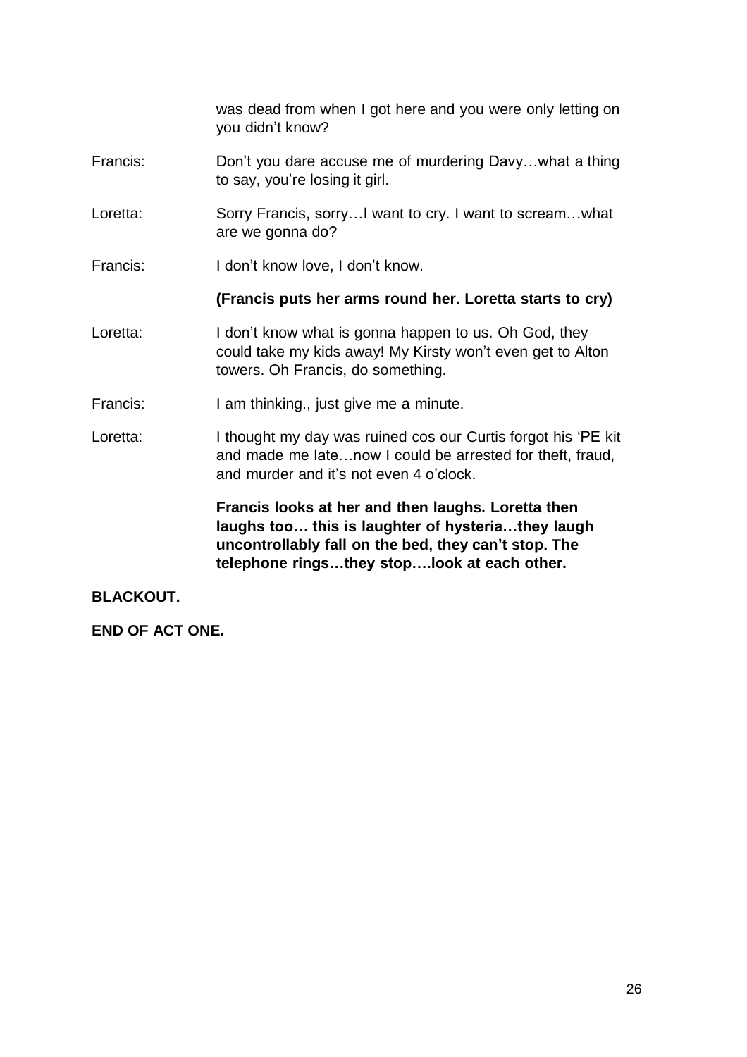was dead from when I got here and you were only letting on you didn't know?

Francis: Don't you dare accuse me of murdering Davy…what a thing to say, you're losing it girl.

Loretta: Sorry Francis, sorry…I want to cry. I want to scream…what are we gonna do?

Francis: I don't know love, I don't know.

**(Francis puts her arms round her. Loretta starts to cry)**

Loretta: I don't know what is gonna happen to us. Oh God, they could take my kids away! My Kirsty won't even get to Alton towers. Oh Francis, do something.

Francis: I am thinking., just give me a minute.

Loretta: I thought my day was ruined cos our Curtis forgot his 'PE kit and made me late…now I could be arrested for theft, fraud, and murder and it's not even 4 o'clock.

**Francis looks at her and then laughs. Loretta then laughs too… this is laughter of hysteria…they laugh uncontrollably fall on the bed, they can't stop. The telephone rings…they stop….look at each other.**

**BLACKOUT.**

**END OF ACT ONE.**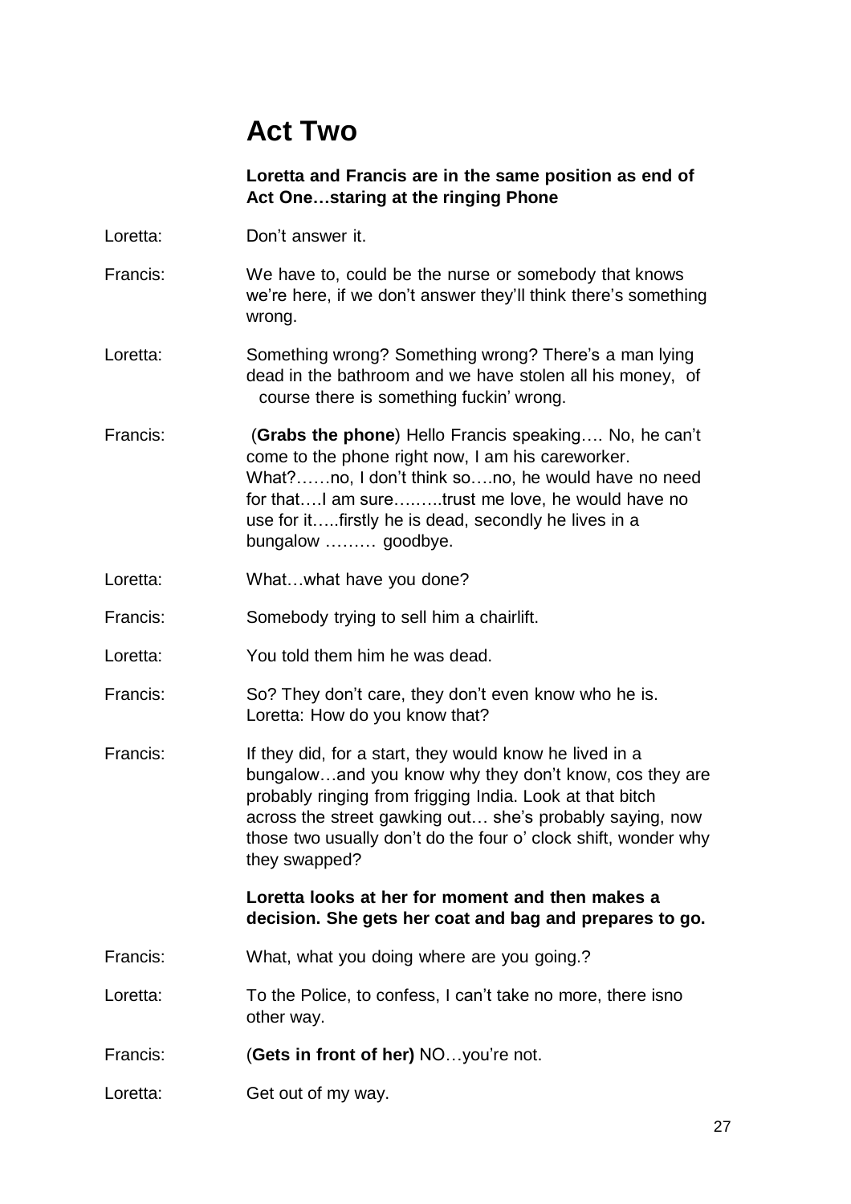# Act Two

**Loretta and Francis are in the same position as end of Act One…staring at the ringing Phone**

Loretta: Don't answer it.

Francis: We have to, could be the nurse or somebody that knows we're here, if we don't answer they'll think there's something wrong.

Loretta: Something wrong? Something wrong? There's a man lying dead in the bathroom and we have stolen all his money, of course there is something fuckin' wrong.

Francis: (**Grabs the phone**) Hello Francis speaking…. No, he can't come to the phone right now, I am his careworker. What?……no, I don't think so….no, he would have no need for that….I am sure……..trust me love, he would have no use for it…..firstly he is dead, secondly he lives in a bungalow ……… goodbye.

Loretta: What…what have you done?

Francis: Somebody trying to sell him a chairlift.

Loretta: You told them him he was dead.

Francis: So? They don't care, they don't even know who he is. Loretta: How do you know that?

Francis: If they did, for a start, they would know he lived in a bungalow…and you know why they don't know, cos they are probably ringing from frigging India. Look at that bitch across the street gawking out… she's probably saying, now those two usually don't do the four o' clock shift, wonder why they swapped?

**Loretta looks at her for moment and then makes a decision. She gets her coat and bag and prepares to go.**

Francis: What, what you doing where are you going.?

Loretta: To the Police, to confess, I can't take no more, there isno other way.

Francis: (**Gets in front of her)** NO…you're not.

Loretta: Get out of my way.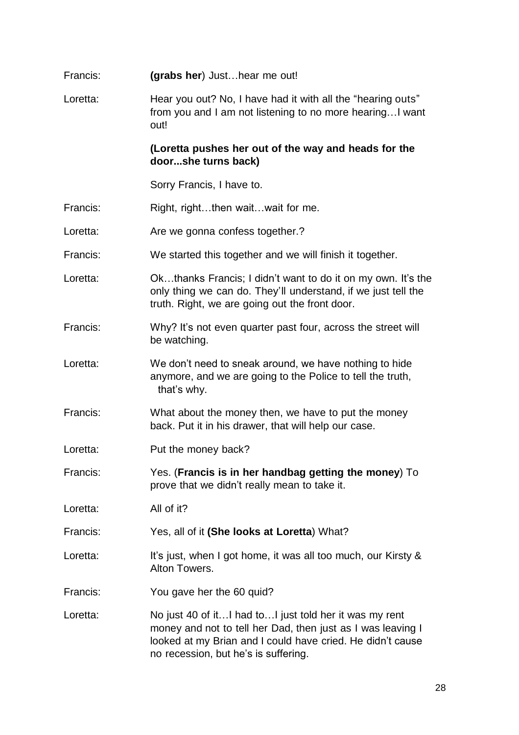Francis: **(grabs her**) Just…hear me out!

Loretta: Hear you out? No, I have had it with all the "hearing outs" from you and I am not listening to no more hearing…I want out!

**(Loretta pushes her out of the way and heads for the door...she turns back)**

Sorry Francis, I have to.

Francis: Right, right…then wait…wait for me.

Loretta: Are we gonna confess together.?

Francis: We started this together and we will finish it together.

Loretta: Ok…thanks Francis; I didn't want to do it on my own. It's the only thing we can do. They'll understand, if we just tell the truth. Right, we are going out the front door.

Francis: Why? It's not even quarter past four, across the street will be watching.

Loretta: We don't need to sneak around, we have nothing to hide anymore, and we are going to the Police to tell the truth, that's why.

Francis: What about the money then, we have to put the money back. Put it in his drawer, that will help our case.

Loretta: Put the money back?

Francis: Yes. (**Francis is in her handbag getting the money**) To prove that we didn't really mean to take it.

Loretta: All of it?

Francis: Yes, all of it **(She looks at Loretta**) What?

Loretta: It's just, when I got home, it was all too much, our Kirsty & Alton Towers.

Francis: You gave her the 60 quid?

Loretta: No just 40 of it…I had to…I just told her it was my rent money and not to tell her Dad, then just as I was leaving I looked at my Brian and I could have cried. He didn't cause no recession, but he's is suffering.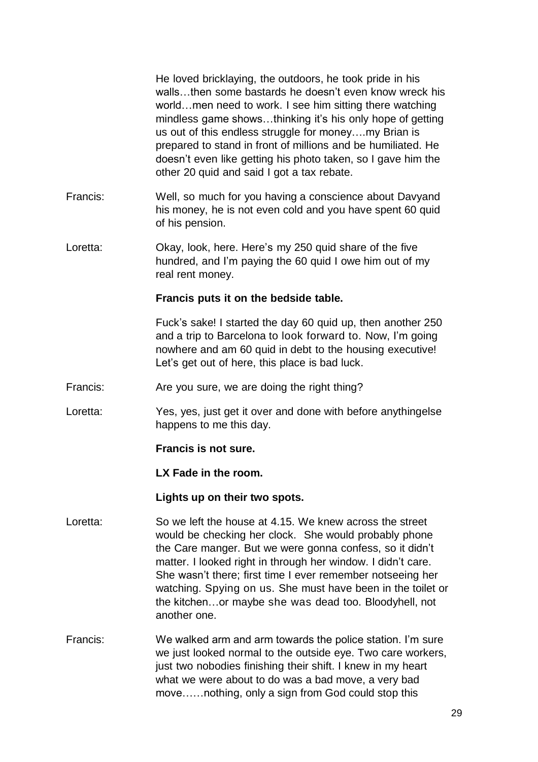He loved bricklaying, the outdoors, he took pride in his walls…then some bastards he doesn't even know wreck his world…men need to work. I see him sitting there watching mindless game shows…thinking it's his only hope of getting us out of this endless struggle for money….my Brian is prepared to stand in front of millions and be humiliated. He doesn't even like getting his photo taken, so I gave him the other 20 quid and said I got a tax rebate.

Francis: Well, so much for you having a conscience about Davyand his money, he is not even cold and you have spent 60 quid of his pension.

Loretta: Okay, look, here. Here's my 250 quid share of the five hundred, and I'm paying the 60 quid I owe him out of my real rent money.

**Francis puts it on the bedside table.**

Fuck's sake! I started the day 60 quid up, then another 250 and a trip to Barcelona to look forward to. Now, I'm going nowhere and am 60 quid in debt to the housing executive! Let's get out of here, this place is bad luck.

Francis: Are you sure, we are doing the right thing?

Loretta: Yes, yes, just get it over and done with before anythingelse happens to me this day.

**Francis is not sure.**

**LX Fade in the room.**

**Lights up on their two spots.**

Loretta: So we left the house at 4.15. We knew across the street would be checking her clock. She would probably phone the Care manger. But we were gonna confess, so it didn't matter. I looked right in through her window. I didn't care. She wasn't there; first time I ever remember notseeing her watching. Spying on us. She must have been in the toilet or the kitchen…or maybe she was dead too. Bloodyhell, not another one.

Francis: We walked arm and arm towards the police station. I'm sure we just looked normal to the outside eye. Two care workers, just two nobodies finishing their shift. I knew in my heart what we were about to do was a bad move, a very bad move……nothing, only a sign from God could stop this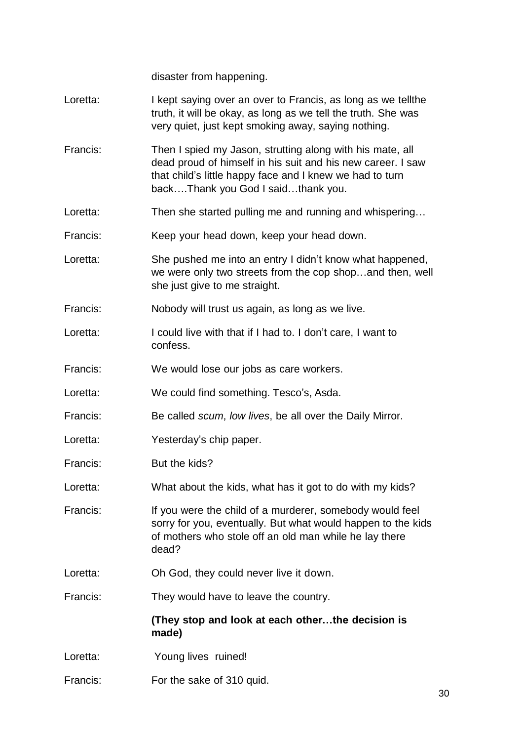disaster from happening.

Loretta: I kept saying over an over to Francis, as long as we tellthe truth, it will be okay, as long as we tell the truth. She was very quiet, just kept smoking away, saying nothing.

Francis: Then I spied my Jason, strutting along with his mate, all dead proud of himself in his suit and his new career. I saw that child's little happy face and I knew we had to turn back….Thank you God I said…thank you.

Loretta: Then she started pulling me and running and whispering…

Francis: Keep your head down, keep your head down.

Loretta: She pushed me into an entry I didn't know what happened, we were only two streets from the cop shop…and then, well she just give to me straight.

Francis: Nobody will trust us again, as long as we live.

Loretta: I could live with that if I had to. I don't care, I want to confess.

Francis: We would lose our jobs as care workers.

Loretta: We could find something. Tesco's, Asda.

Francis: Be called *scum*, *low lives*, be all over the Daily Mirror.

Loretta: Yesterday's chip paper.

Francis: But the kids?

Loretta: What about the kids, what has it got to do with my kids?

Francis: If you were the child of a murderer, somebody would feel sorry for you, eventually. But what would happen to the kids of mothers who stole off an old man while he lay there dead?

Loretta: Oh God, they could never live it down.

Francis: They would have to leave the country.

**(They stop and look at each other…the decision is made)**

Loretta: Young lives ruined!

Francis: For the sake of 310 quid.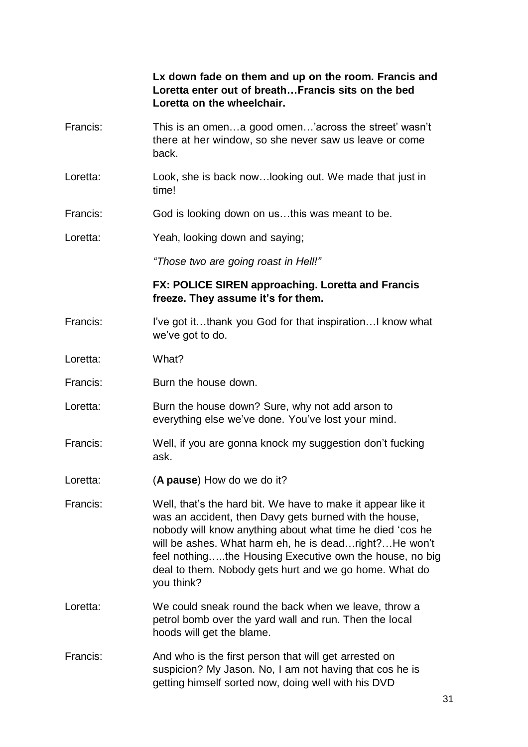**Lx down fade on them and up on the room. Francis and Loretta enter out of breath…Francis sits on the bed Loretta on the wheelchair.**

Francis: This is an omen…a good omen…'across the street' wasn't there at her window, so she never saw us leave or come back.

Loretta: Look, she is back now…looking out. We made that just in time!

Francis: God is looking down on us…this was meant to be.

Loretta: Yeah, looking down and saying;

*"Those two are going roast in Hell!"*

**FX: POLICE SIREN approaching. Loretta and Francis freeze. They assume it's for them.**

Francis: I've got it…thank you God for that inspiration…I know what we've got to do.

Loretta: What?

Francis: Burn the house down.

Loretta: Burn the house down? Sure, why not add arson to everything else we've done. You've lost your mind.

Francis: Well, if you are gonna knock my suggestion don't fucking ask.

Loretta: (**A pause**) How do we do it?

Francis: Well, that's the hard bit. We have to make it appear like it was an accident, then Davy gets burned with the house, nobody will know anything about what time he died 'cos he will be ashes. What harm eh, he is dead…right?…He won't feel nothing…..the Housing Executive own the house, no big deal to them. Nobody gets hurt and we go home. What do you think?

Loretta: We could sneak round the back when we leave, throw a petrol bomb over the yard wall and run. Then the local hoods will get the blame.

Francis: And who is the first person that will get arrested on suspicion? My Jason. No, I am not having that cos he is getting himself sorted now, doing well with his DVD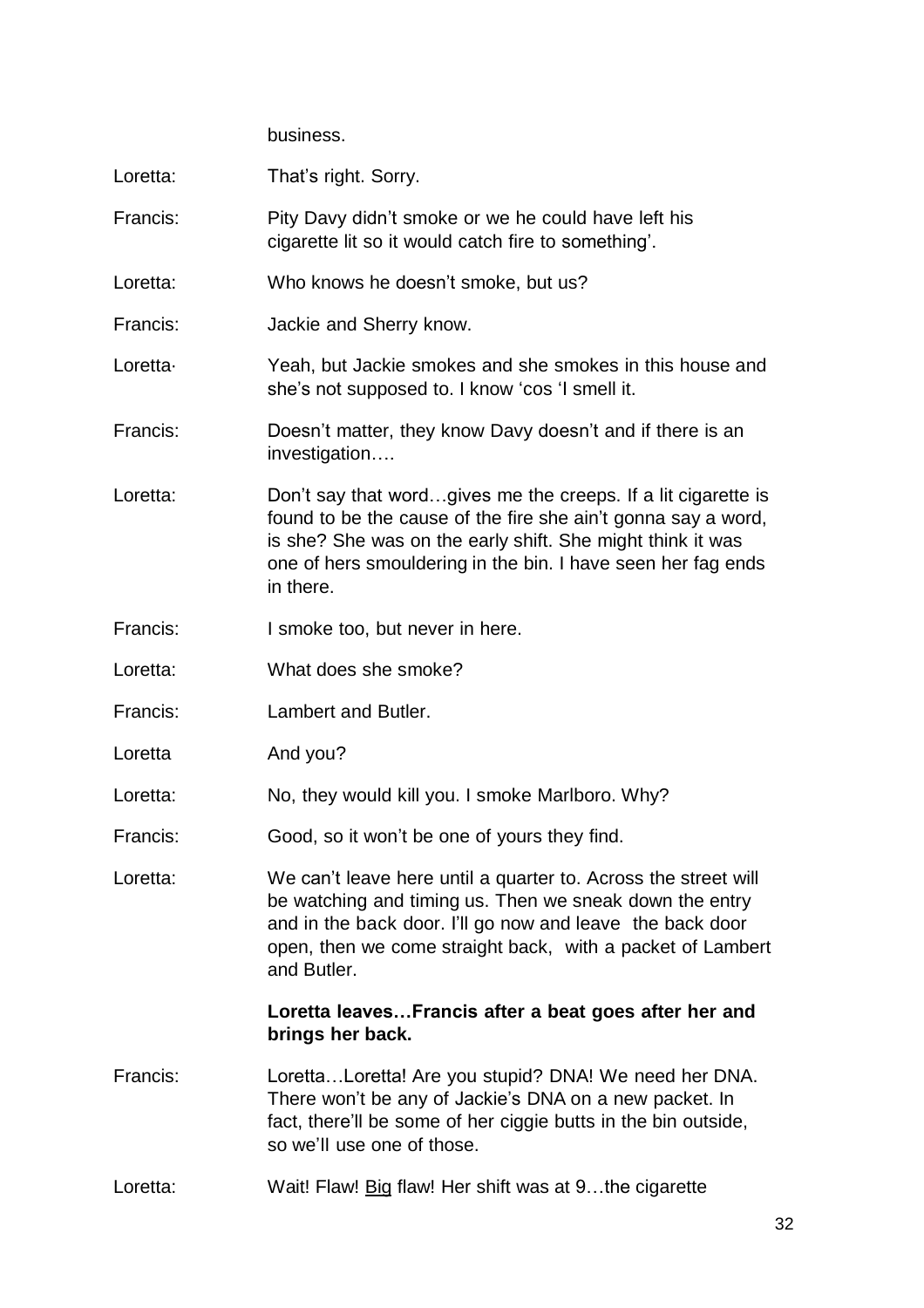business.

Loretta: That's right. Sorry.

Francis: Pity Davy didn't smoke or we he could have left his cigarette lit so it would catch fire to something'.

Loretta: Who knows he doesn't smoke, but us?

Francis: Jackie and Sherry know.

Loretta· Yeah, but Jackie smokes and she smokes in this house and she's not supposed to. I know 'cos 'I smell it.

Francis: Doesn't matter, they know Davy doesn't and if there is an investigation….

Loretta: Don't say that word…gives me the creeps. If a lit cigarette is found to be the cause of the fire she ain't gonna say a word, is she? She was on the early shift. She might think it was one of hers smouldering in the bin. I have seen her fag ends in there.

Francis: I smoke too, but never in here.

Loretta: What does she smoke?

Francis: Lambert and Butler.

Loretta And you?

Loretta: No, they would kill you. I smoke Marlboro. Why?

Francis: Good, so it won't be one of yours they find.

Loretta: We can't leave here until a quarter to. Across the street will be watching and timing us. Then we sneak down the entry and in the back door. I'll go now and leave the back door open, then we come straight back, with a packet of Lambert and Butler.

**Loretta leaves…Francis after a beat goes after her and brings her back.**

Francis: Loretta…Loretta! Are you stupid? DNA! We need her DNA. There won't be any of Jackie's DNA on a new packet. In fact, there'll be some of her ciggie butts in the bin outside, so we'll use one of those.

Loretta: Wait! Flaw! <u>Big</u> flaw! Her shift was at 9…the cigarette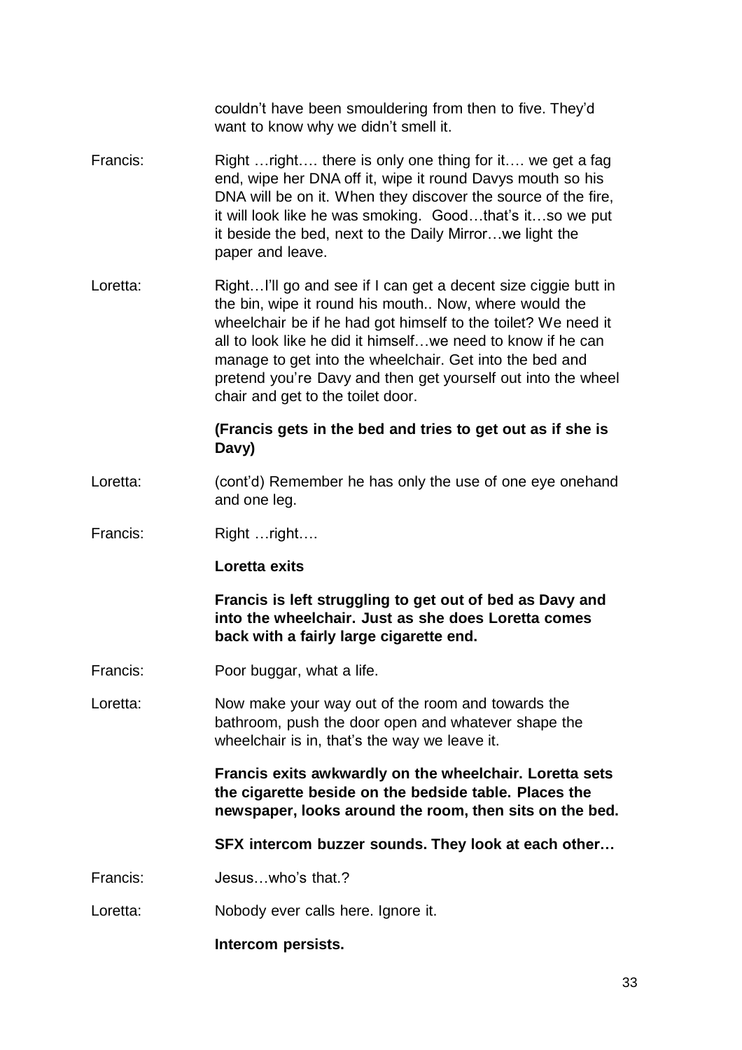couldn't have been smouldering from then to five. They'd want to know why we didn't smell it.

Francis: Right …right…. there is only one thing for it…. we get a fag end, wipe her DNA off it, wipe it round Davys mouth so his DNA will be on it. When they discover the source of the fire, it will look like he was smoking. Good…that's it…so we put it beside the bed, next to the Daily Mirror…we light the paper and leave.

Loretta: Right…I'll go and see if I can get a decent size ciggie butt in the bin, wipe it round his mouth.. Now, where would the wheelchair be if he had got himself to the toilet? We need it all to look like he did it himself…we need to know if he can manage to get into the wheelchair. Get into the bed and pretend you're Davy and then get yourself out into the wheel chair and get to the toilet door.

**(Francis gets in the bed and tries to get out as if she is Davy)**

Loretta: (cont'd) Remember he has only the use of one eye onehand and one leg.

Francis: Right …right….

**Loretta exits**

**Francis is left struggling to get out of bed as Davy and into the wheelchair. Just as she does Loretta comes back with a fairly large cigarette end.**

Francis: Poor buggar, what a life.

Loretta: Now make your way out of the room and towards the bathroom, push the door open and whatever shape the wheelchair is in, that's the way we leave it.

**Francis exits awkwardly on the wheelchair. Loretta sets the cigarette beside on the bedside table. Places the newspaper, looks around the room, then sits on the bed.**

**SFX intercom buzzer sounds. They look at each other…**

Francis: Jesus…who's that.?

Loretta: Nobody ever calls here. Ignore it.

**Intercom persists.**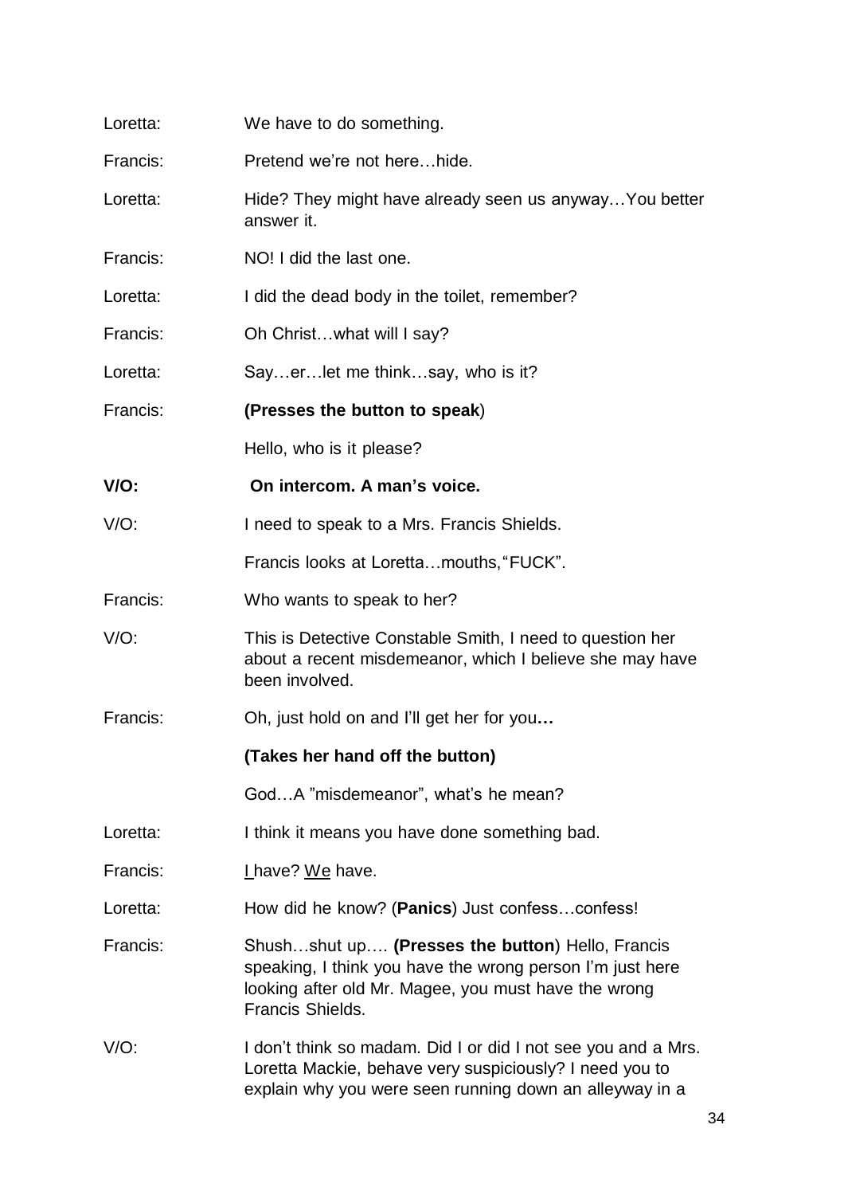Loretta: We have to do something.

Francis: Pretend we're not here…hide.

Loretta: Hide? They might have already seen us anyway…You better answer it.

Francis: NO! I did the last one.

Loretta: I did the dead body in the toilet, remember?

Francis: Oh Christ…what will I say?

Loretta: Say…er…let me think…say, who is it?

Francis: **(Presses the button to speak**)

Hello, who is it please?

**V/O: On intercom. A man's voice.**

V/O: I need to speak to a Mrs. Francis Shields.

Francis looks at Loretta…mouths,"FUCK".

Francis: Who wants to speak to her?

V/O: This is Detective Constable Smith, I need to question her about a recent misdemeanor, which I believe she may have been involved.

Francis: Oh, just hold on and I'll get her for you**…**

**(Takes her hand off the button)**

God…A "misdemeanor", what's he mean?

Loretta: I think it means you have done something bad.

Francis: <u>I</u> have? <u>We</u> have.

Loretta: How did he know? (**Panics**) Just confess…confess!

Francis: Shush…shut up…. **(Presses the button**) Hello, Francis speaking, I think you have the wrong person I'm just here looking after old Mr. Magee, you must have the wrong Francis Shields.

V/O: I don't think so madam. Did I or did I not see you and a Mrs. Loretta Mackie, behave very suspiciously? I need you to explain why you were seen running down an alleyway in a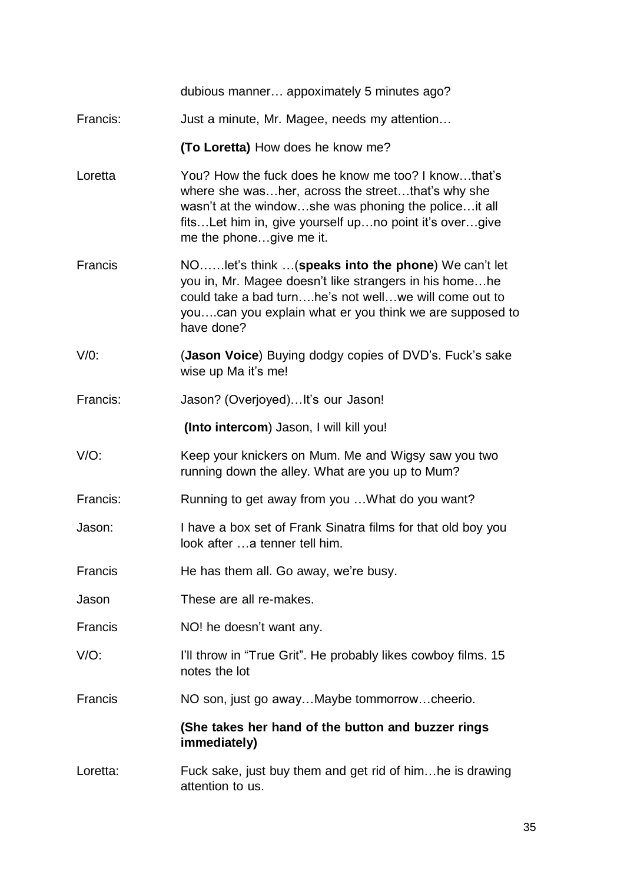dubious manner… appoximately 5 minutes ago?

Francis: Just a minute, Mr. Magee, needs my attention…

**(To Loretta)** How does he know me?

Loretta You? How the fuck does he know me too? I know…that's where she was…her, across the street…that's why she wasn't at the window…she was phoning the police…it all fits…Let him in, give yourself up…no point it's over…give me the phone…give me it.

Francis NO……let's think …(**speaks into the phone**) We can't let you in, Mr. Magee doesn't like strangers in his home…he could take a bad turn….he's not well…we will come out to you….can you explain what er you think we are supposed to have done?

V/0: (**Jason Voice**) Buying dodgy copies of DVD's. Fuck's sake wise up Ma it's me!

Francis: Jason? (Overjoyed)…It's our Jason!

**(Into intercom**) Jason, I will kill you!

V/O: Keep your knickers on Mum. Me and Wigsy saw you two running down the alley. What are you up to Mum?

Francis: Running to get away from you …What do you want?

Jason: I have a box set of Frank Sinatra films for that old boy you look after …a tenner tell him.

Francis He has them all. Go away, we're busy.

Jason These are all re-makes.

Francis NO! he doesn't want any.

V/O: I'll throw in "True Grit". He probably likes cowboy films. 15 notes the lot

Francis NO son, just go away…Maybe tommorrow…cheerio.

**(She takes her hand of the button and buzzer rings immediately)**

Loretta: Fuck sake, just buy them and get rid of him…he is drawing attention to us.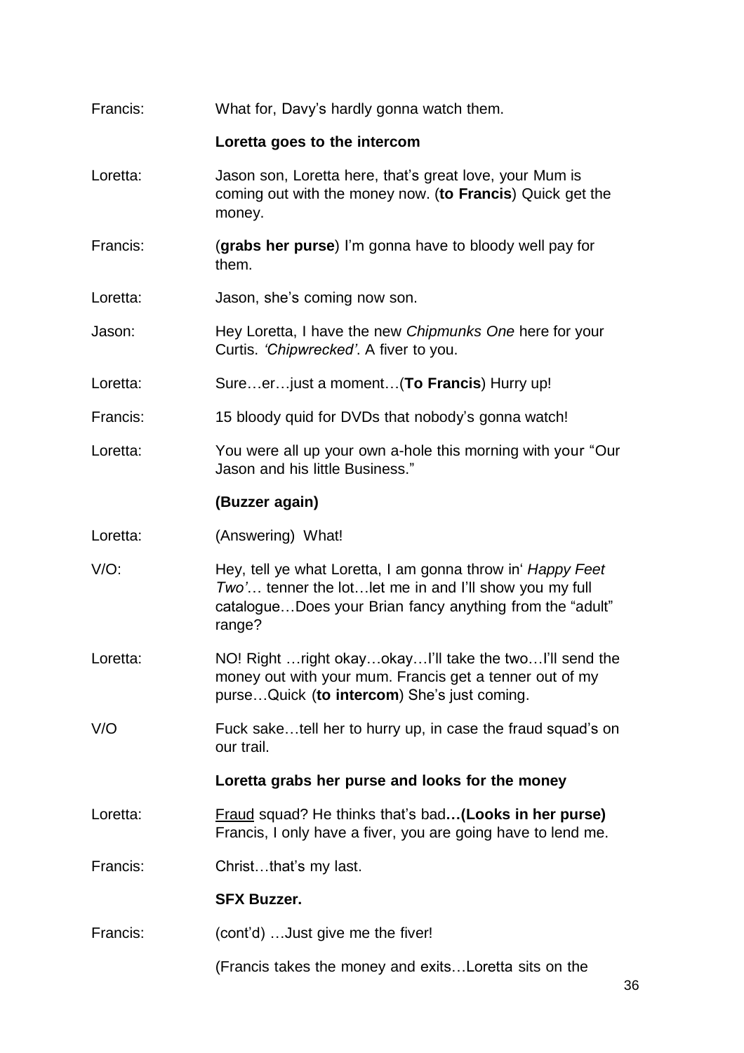Francis: What for, Davy's hardly gonna watch them.

**Loretta goes to the intercom**

Loretta: Jason son, Loretta here, that's great love, your Mum is coming out with the money now. (**to Francis**) Quick get the money.

Francis: (**grabs her purse**) I'm gonna have to bloody well pay for them.

Loretta: Jason, she's coming now son.

Jason: Hey Loretta, I have the new *Chipmunks One* here for your Curtis. *'Chipwrecked'*. A fiver to you.

Loretta: Sure…er…just a moment…(**To Francis**) Hurry up!

Francis: 15 bloody quid for DVDs that nobody's gonna watch!

Loretta: You were all up your own a-hole this morning with your "Our Jason and his little Business."

**(Buzzer again)**

Loretta: (Answering) What!

V/O: Hey, tell ye what Loretta, I am gonna throw in' *Happy Feet Two'*… tenner the lot…let me in and I'll show you my full catalogue…Does your Brian fancy anything from the "adult" range?

Loretta: NO! Right …right okay…okay…I'll take the two…I'll send the money out with your mum. Francis get a tenner out of my purse…Quick (**to intercom**) She's just coming.

V/O Fuck sake…tell her to hurry up, in case the fraud squad's on our trail.

**Loretta grabs her purse and looks for the money**

Loretta: <u>Fraud</u> squad? He thinks that's bad**…(Looks in her purse)** Francis, I only have a fiver, you are going have to lend me.

Francis: Christ…that's my last.

**SFX Buzzer.**

Francis: (cont'd) …Just give me the fiver!

(Francis takes the money and exits…Loretta sits on the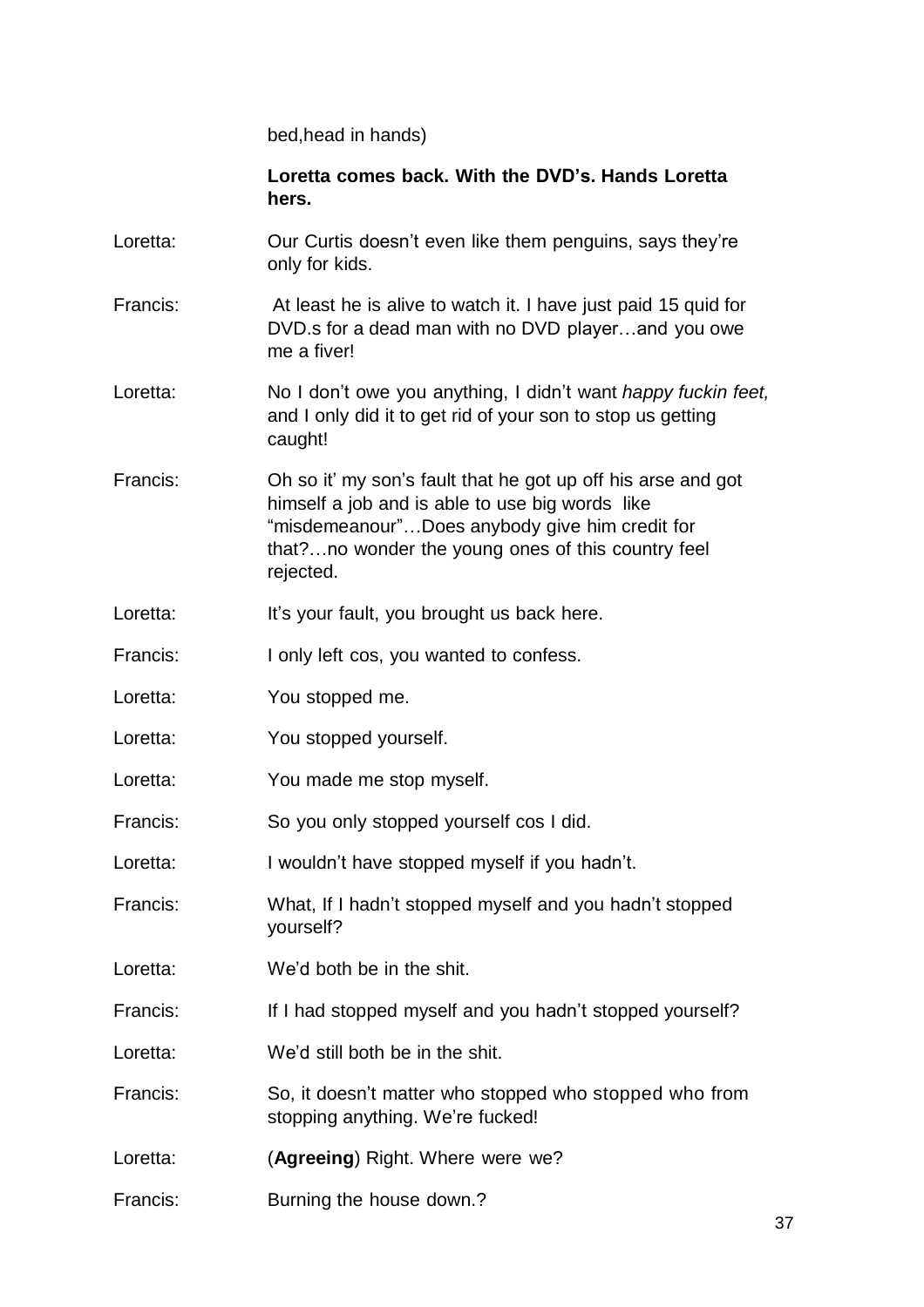bed,head in hands)

**Loretta comes back. With the DVD's. Hands Loretta hers.**

Loretta: Our Curtis doesn't even like them penguins, says they're only for kids.

Francis: At least he is alive to watch it. I have just paid 15 quid for DVD.s for a dead man with no DVD player…and you owe me a fiver!

Loretta: No I don't owe you anything, I didn't want *happy fuckin feet,* and I only did it to get rid of your son to stop us getting caught!

Francis: Oh so it' my son's fault that he got up off his arse and got himself a job and is able to use big words like "misdemeanour"…Does anybody give him credit for that?…no wonder the young ones of this country feel rejected.

Loretta: It's your fault, you brought us back here.

Francis: I only left cos, you wanted to confess.

Loretta: You stopped me.

Loretta: You stopped yourself.

Loretta: You made me stop myself.

Francis: So you only stopped yourself cos I did.

Loretta: I wouldn't have stopped myself if you hadn't.

Francis: What, If I hadn't stopped myself and you hadn't stopped yourself?

Loretta: We'd both be in the shit.

Francis: If I had stopped myself and you hadn't stopped yourself?

Loretta: We'd still both be in the shit.

Francis: So, it doesn't matter who stopped who stopped who from stopping anything. We're fucked!

Loretta: (**Agreeing**) Right. Where were we?

Francis: Burning the house down.?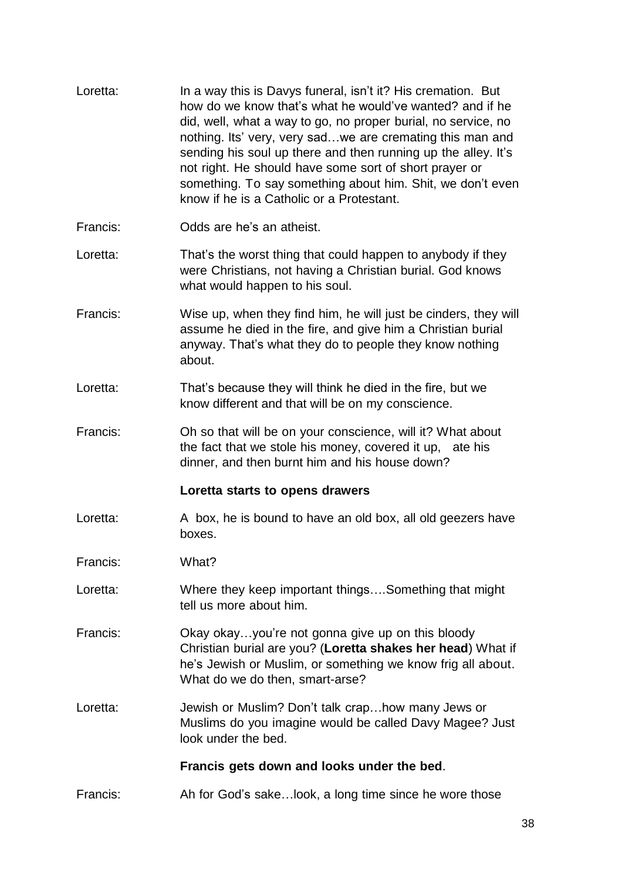Loretta: In a way this is Davys funeral, isn't it? His cremation. But how do we know that's what he would've wanted? and if he did, well, what a way to go, no proper burial, no service, no nothing. Its' very, very sad…we are cremating this man and sending his soul up there and then running up the alley. It's not right. He should have some sort of short prayer or something. To say something about him. Shit, we don't even know if he is a Catholic or a Protestant.

Francis: Odds are he's an atheist.

Loretta: That's the worst thing that could happen to anybody if they were Christians, not having a Christian burial. God knows what would happen to his soul.

Francis: Wise up, when they find him, he will just be cinders, they will assume he died in the fire, and give him a Christian burial anyway. That's what they do to people they know nothing about.

Loretta: That's because they will think he died in the fire, but we know different and that will be on my conscience.

Francis: Oh so that will be on your conscience, will it? What about the fact that we stole his money, covered it up, ate his dinner, and then burnt him and his house down?

**Loretta starts to opens drawers**

Loretta: A box, he is bound to have an old box, all old geezers have boxes.

Francis: What?

Loretta: Where they keep important things….Something that might tell us more about him.

Francis: Okay okay…you're not gonna give up on this bloody Christian burial are you? (**Loretta shakes her head**) What if he's Jewish or Muslim, or something we know frig all about. What do we do then, smart-arse?

Loretta: Jewish or Muslim? Don't talk crap…how many Jews or Muslims do you imagine would be called Davy Magee? Just look under the bed.

**Francis gets down and looks under the bed**.

Francis: Ah for God's sake…look, a long time since he wore those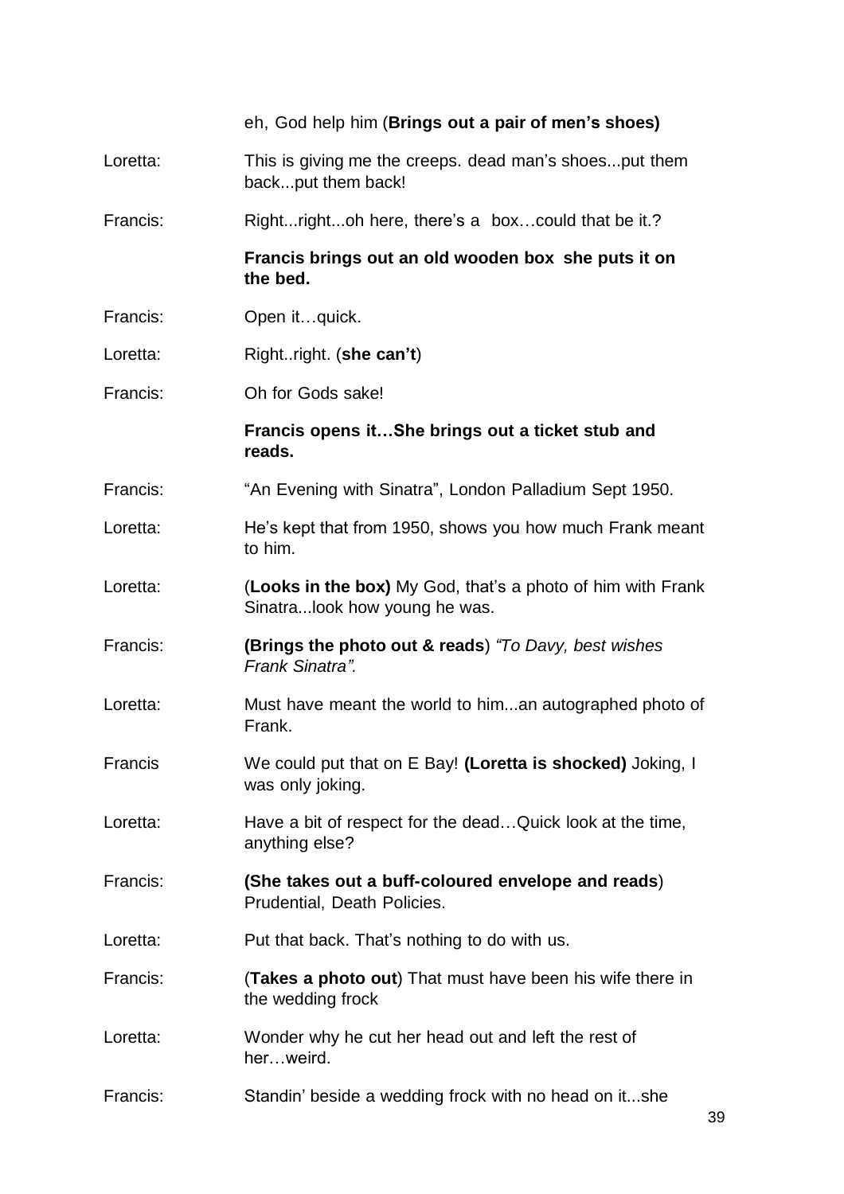eh, God help him (**Brings out a pair of men's shoes)**

Loretta: This is giving me the creeps. dead man's shoes...put them back...put them back!

Francis: Right...right...oh here, there's a box…could that be it.?

**Francis brings out an old wooden box she puts it on the bed.**

Francis: Open it…quick.

Loretta: Right..right. (**she can't**)

Francis: Oh for Gods sake!

**Francis opens it…She brings out a ticket stub and reads.**

Francis: "An Evening with Sinatra", London Palladium Sept 1950.

Loretta: He's kept that from 1950, shows you how much Frank meant to him.

Loretta: (**Looks in the box)** My God, that's a photo of him with Frank Sinatra...look how young he was.

Francis: **(Brings the photo out & reads**) *"To Davy, best wishes Frank Sinatra".*

Loretta: Must have meant the world to him...an autographed photo of Frank.

Francis We could put that on E Bay! **(Loretta is shocked)** Joking, I was only joking.

Loretta: Have a bit of respect for the dead…Quick look at the time, anything else?

Francis: **(She takes out a buff-coloured envelope and reads**) Prudential, Death Policies.

Loretta: Put that back. That's nothing to do with us.

Francis: (**Takes a photo out**) That must have been his wife there in the wedding frock

Loretta: Wonder why he cut her head out and left the rest of her…weird.

Francis: Standin' beside a wedding frock with no head on it...she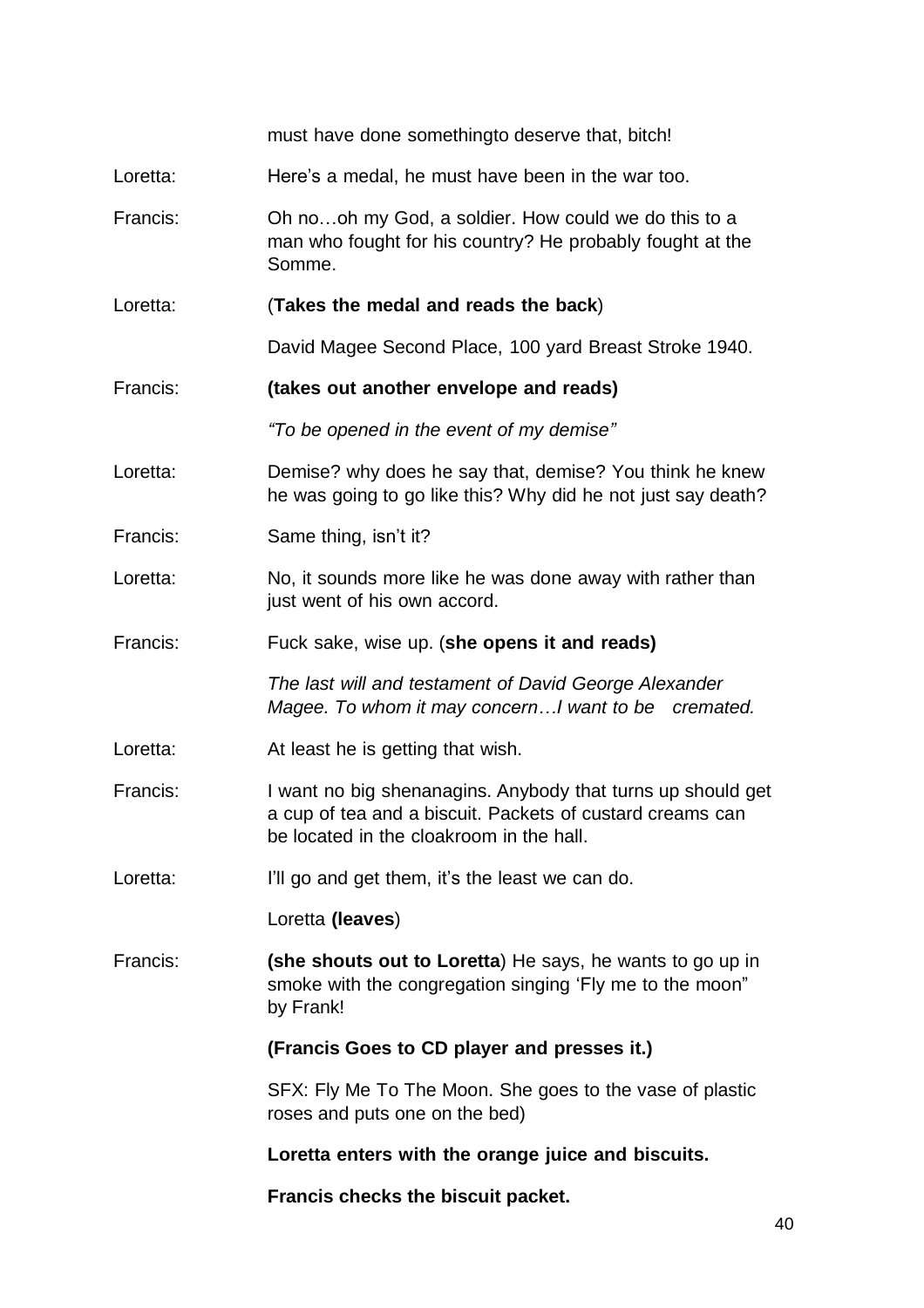must have done somethingto deserve that, bitch!

Loretta: Here's a medal, he must have been in the war too.

Francis: Oh no…oh my God, a soldier. How could we do this to a man who fought for his country? He probably fought at the Somme.

Loretta: (**Takes the medal and reads the back**)

David Magee Second Place, 100 yard Breast Stroke 1940.

Francis: **(takes out another envelope and reads)**

*"To be opened in the event of my demise"*

Loretta: Demise? why does he say that, demise? You think he knew he was going to go like this? Why did he not just say death?

Francis: Same thing, isn't it?

Loretta: No, it sounds more like he was done away with rather than just went of his own accord.

Francis: Fuck sake, wise up. (**she opens it and reads)**

*The last will and testament of David George Alexander Magee. To whom it may concern…I want to be cremated.*

Loretta: At least he is getting that wish.

Francis: I want no big shenanagins. Anybody that turns up should get a cup of tea and a biscuit. Packets of custard creams can be located in the cloakroom in the hall.

Loretta: I'll go and get them, it's the least we can do.

Loretta **(leaves**)

Francis: **(she shouts out to Loretta**) He says, he wants to go up in smoke with the congregation singing 'Fly me to the moon" by Frank!

**(Francis Goes to CD player and presses it.)**

SFX: Fly Me To The Moon. She goes to the vase of plastic roses and puts one on the bed)

**Loretta enters with the orange juice and biscuits.**

**Francis checks the biscuit packet.**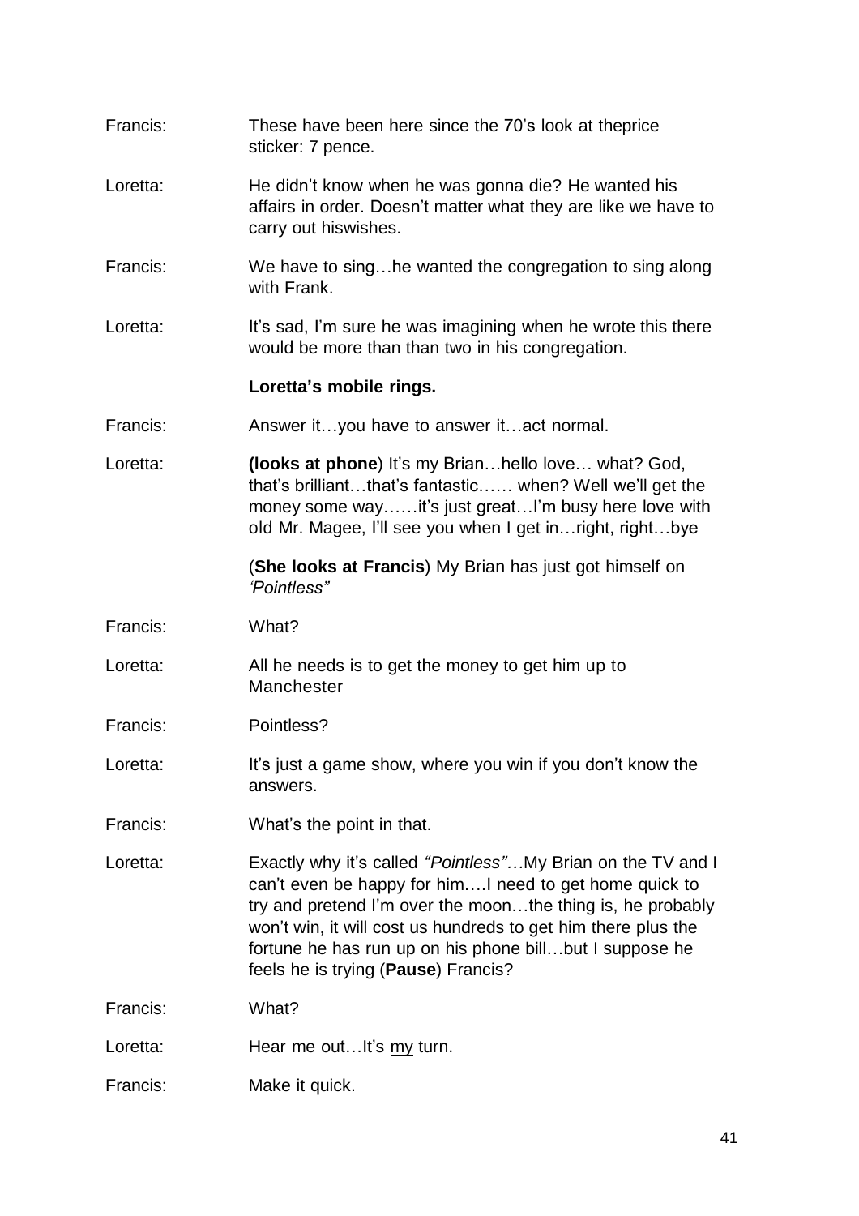Francis: These have been here since the 70's look at theprice sticker: 7 pence.

Loretta: He didn't know when he was gonna die? He wanted his affairs in order. Doesn't matter what they are like we have to carry out hiswishes.

Francis: We have to sing…he wanted the congregation to sing along with Frank.

Loretta: It's sad, I'm sure he was imagining when he wrote this there would be more than than two in his congregation.

**Loretta's mobile rings.**

Francis: Answer it…you have to answer it…act normal.

Loretta: **(looks at phone**) It's my Brian…hello love… what? God, that's brilliant…that's fantastic…… when? Well we'll get the money some way……it's just great…I'm busy here love with old Mr. Magee, I'll see you when I get in…right, right…bye

(**She looks at Francis**) My Brian has just got himself on *'Pointless"*

Francis: What?

Loretta: All he needs is to get the money to get him up to Manchester

Francis: Pointless?

Loretta: It's just a game show, where you win if you don't know the answers.

Francis: What's the point in that.

Loretta: Exactly why it's called *"Pointless"*…My Brian on the TV and I can't even be happy for him….I need to get home quick to try and pretend I'm over the moon…the thing is, he probably won't win, it will cost us hundreds to get him there plus the fortune he has run up on his phone bill…but I suppose he feels he is trying (**Pause**) Francis?

Francis: What?

Loretta: Hear me out…It's <u>my</u> turn.

Francis: Make it quick.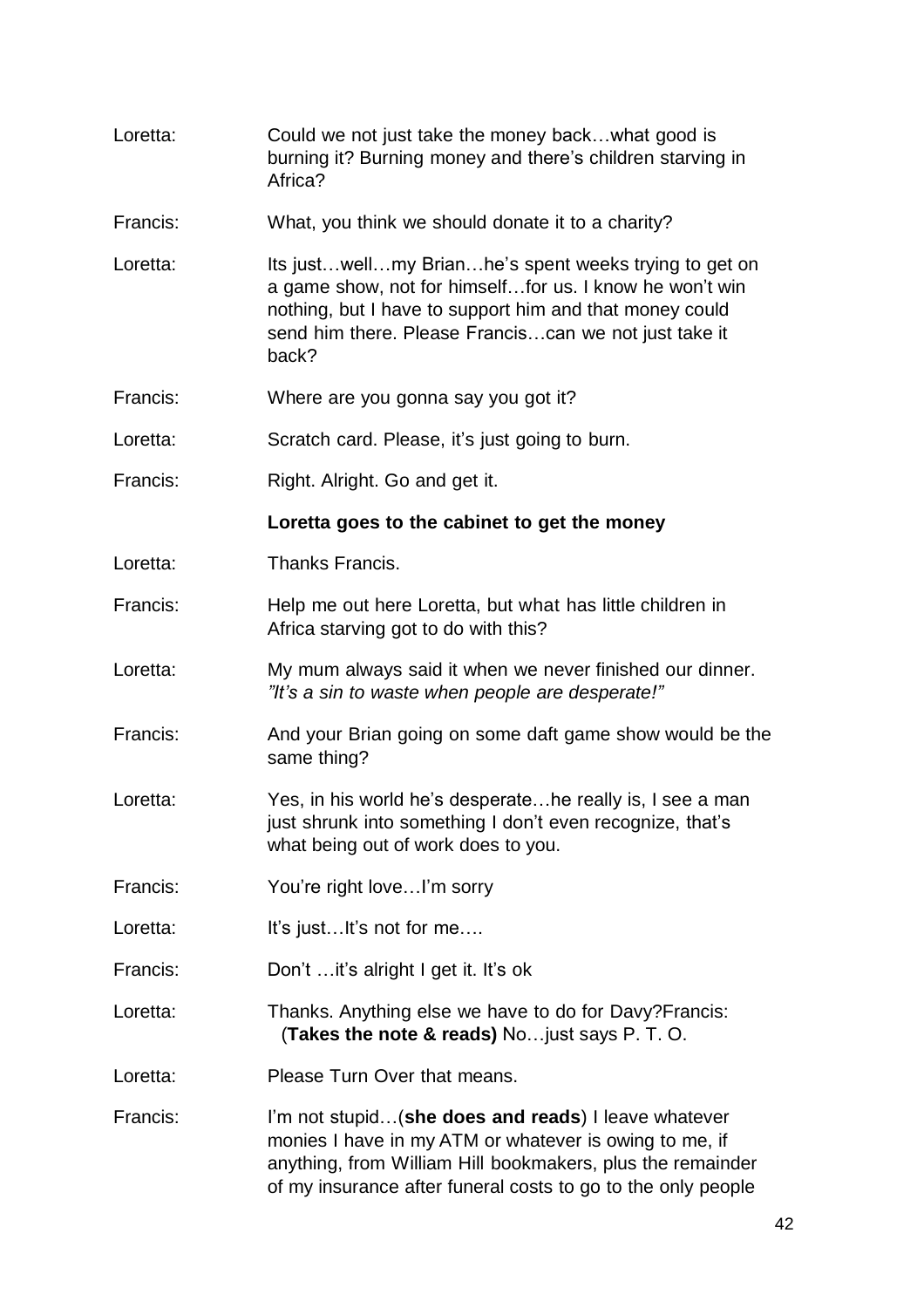Loretta: Could we not just take the money back…what good is burning it? Burning money and there's children starving in Africa?

Francis: What, you think we should donate it to a charity?

Loretta: Its just…well…my Brian…he's spent weeks trying to get on a game show, not for himself…for us. I know he won't win nothing, but I have to support him and that money could send him there. Please Francis…can we not just take it back?

Francis: Where are you gonna say you got it?

Loretta: Scratch card. Please, it's just going to burn.

Francis: Right. Alright. Go and get it.

**Loretta goes to the cabinet to get the money**

Loretta: Thanks Francis.

Francis: Help me out here Loretta, but what has little children in Africa starving got to do with this?

Loretta: My mum always said it when we never finished our dinner. *"It's a sin to waste when people are desperate!"*

Francis: And your Brian going on some daft game show would be the same thing?

Loretta: Yes, in his world he's desperate…he really is, I see a man just shrunk into something I don't even recognize, that's what being out of work does to you.

Francis: You're right love…I'm sorry

Loretta: It's just…It's not for me….

Francis: Don't …it's alright I get it. It's ok

Loretta: Thanks. Anything else we have to do for Davy?Francis: (**Takes the note & reads)** No…just says P. T. O.

Loretta: Please Turn Over that means.

Francis: I'm not stupid…(**she does and reads**) I leave whatever monies I have in my ATM or whatever is owing to me, if anything, from William Hill bookmakers, plus the remainder of my insurance after funeral costs to go to the only people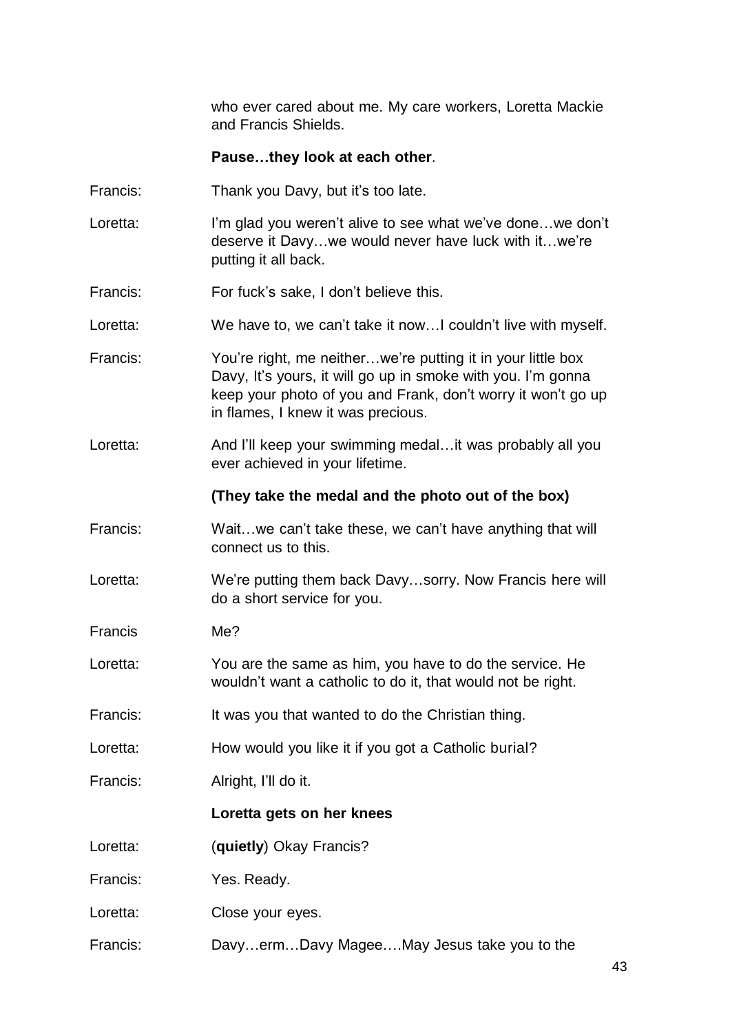who ever cared about me. My care workers, Loretta Mackie and Francis Shields.

**Pause…they look at each other**.

Francis: Thank you Davy, but it's too late.

Loretta: I'm glad you weren't alive to see what we've done…we don't deserve it Davy…we would never have luck with it…we're putting it all back.

Francis: For fuck's sake, I don't believe this.

Loretta: We have to, we can't take it now…I couldn't live with myself.

Francis: You're right, me neither…we're putting it in your little box Davy, It's yours, it will go up in smoke with you. I'm gonna keep your photo of you and Frank, don't worry it won't go up in flames, I knew it was precious.

Loretta: And I'll keep your swimming medal…it was probably all you ever achieved in your lifetime.

**(They take the medal and the photo out of the box)**

Francis: Wait…we can't take these, we can't have anything that will connect us to this.

Loretta: We're putting them back Davy…sorry. Now Francis here will do a short service for you.

Francis Me?

Loretta: You are the same as him, you have to do the service. He wouldn't want a catholic to do it, that would not be right.

Francis: It was you that wanted to do the Christian thing.

Loretta: How would you like it if you got a Catholic burial?

Francis: Alright, I'll do it.

**Loretta gets on her knees**

Loretta: (**quietly**) Okay Francis?

Francis: Yes. Ready.

Loretta: Close your eyes.

Francis: Davy…erm…Davy Magee….May Jesus take you to the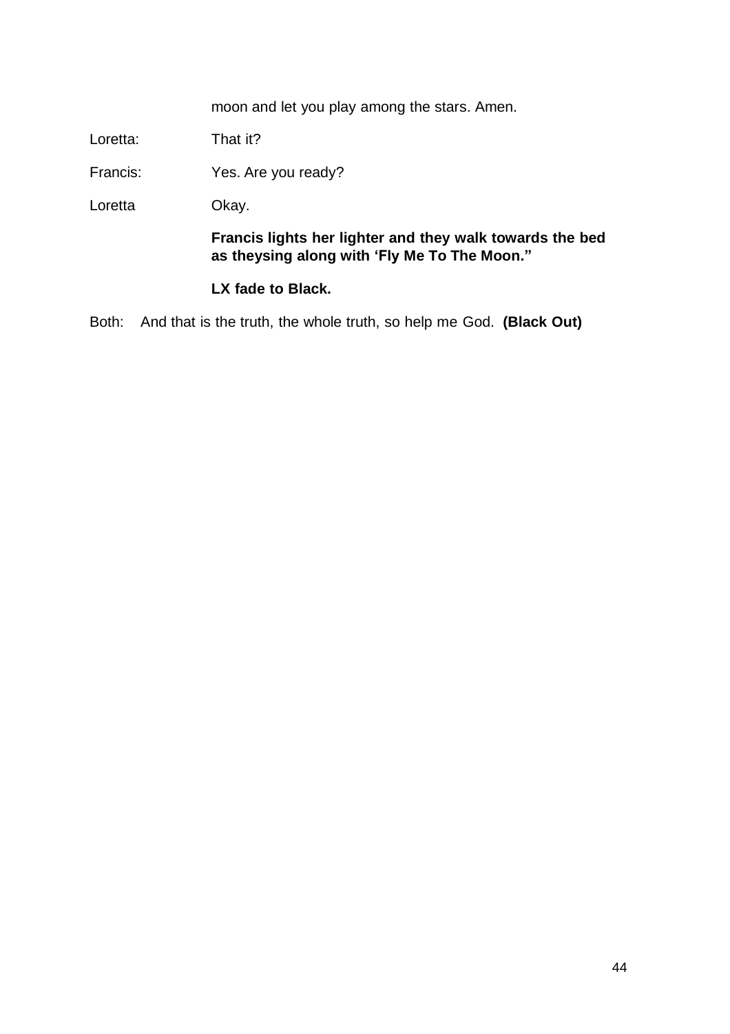moon and let you play among the stars. Amen.

Loretta: That it?

Francis: Yes. Are you ready?

Loretta Okay.

**Francis lights her lighter and they walk towards the bed as theysing along with 'Fly Me To The Moon."**

**LX fade to Black.**

Both: And that is the truth, the whole truth, so help me God. **(Black Out)**